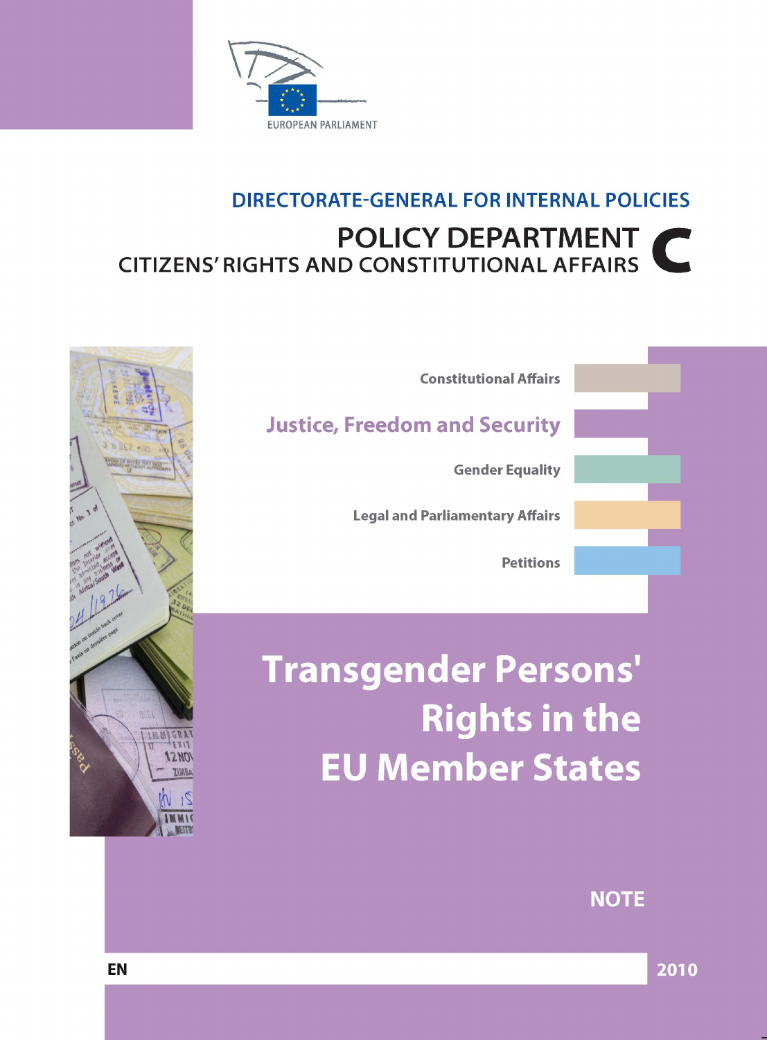EUROPEAN PARLIAMENT

## DIRECTORATE-GENERAL FOR INTERNAL POLICIES

## POLICY DEPARTMENT C

## CITIZENS' RIGHTS AND CONSTITUTIONAL AFFAIRS

Constitutional Affairs

**Justice, Freedom and Security**

Gender Equality

Legal and Parliamentary Affairs

Petitions

# Transgender Persons' Rights in the EU Member States

**NOTE**

EN

2010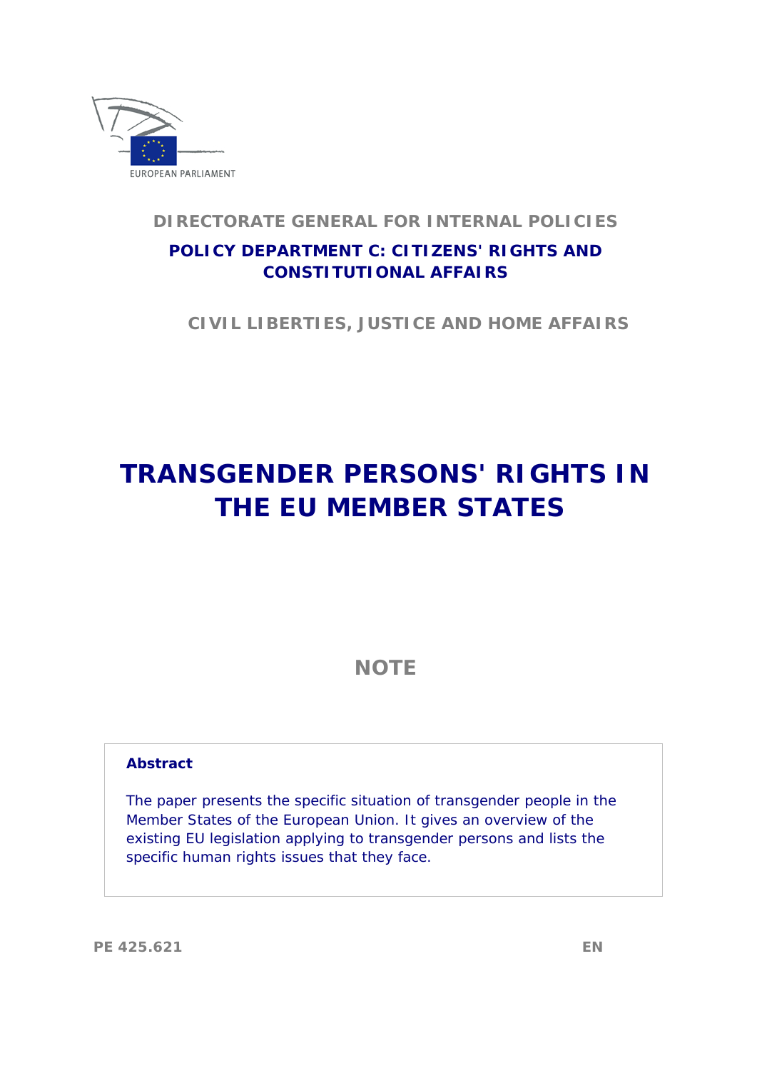EUROPEAN PARLIAMENT

**DIRECTORATE GENERAL FOR INTERNAL POLICIES**

**POLICY DEPARTMENT C: CITIZENS' RIGHTS AND CONSTITUTIONAL AFFAIRS**

**CIVIL LIBERTIES, JUSTICE AND HOME AFFAIRS**

# TRANSGENDER PERSONS' RIGHTS IN THE EU MEMBER STATES

## NOTE

**Abstract**

The paper presents the specific situation of transgender people in the Member States of the European Union. It gives an overview of the existing EU legislation applying to transgender persons and lists the specific human rights issues that they face.

PE 425.621 EN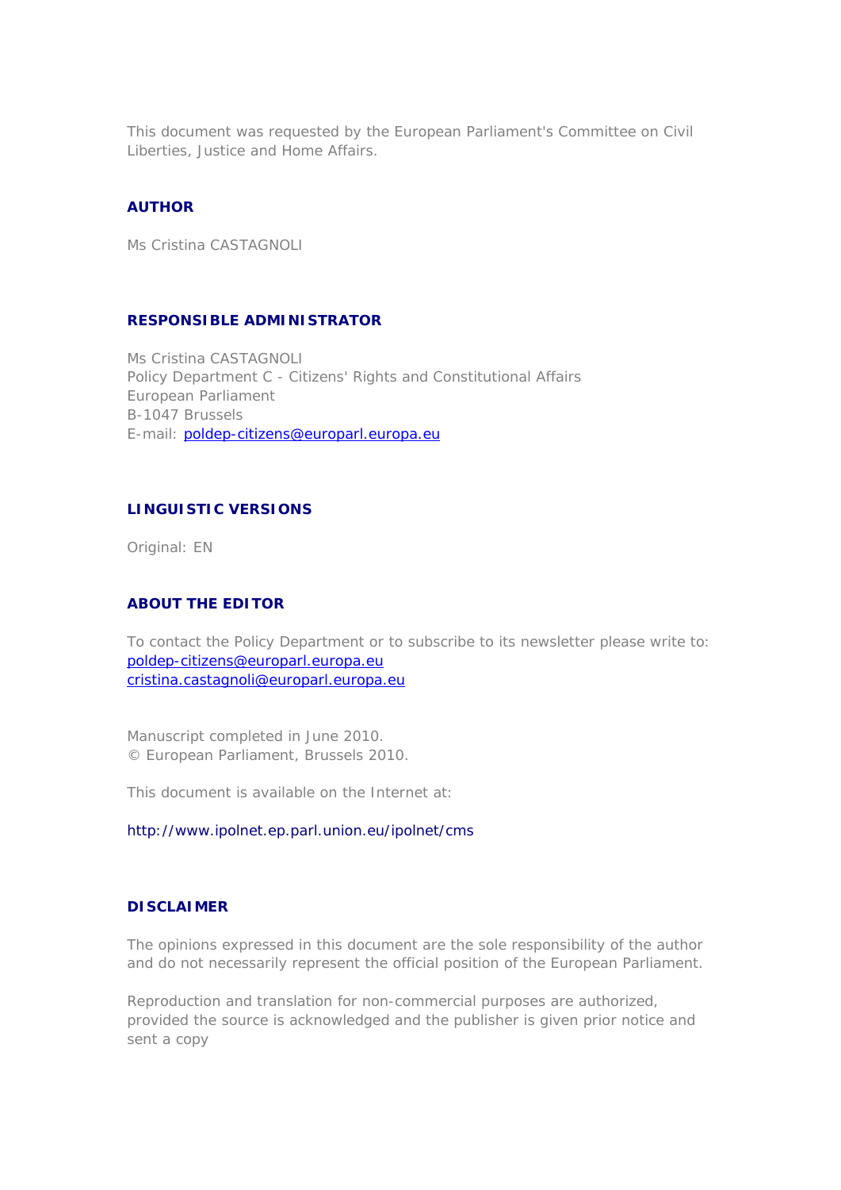This document was requested by the European Parliament's Committee on Civil Liberties, Justice and Home Affairs.

## AUTHOR

Ms Cristina CASTAGNOLI

## RESPONSIBLE ADMINISTRATOR

Ms Cristina CASTAGNOLI
Policy Department C - Citizens' Rights and Constitutional Affairs
European Parliament
B-1047 Brussels
E-mail: poldep-citizens@europarl.europa.eu

## LINGUISTIC VERSIONS

Original: EN

## ABOUT THE EDITOR

To contact the Policy Department or to subscribe to its newsletter please write to:
poldep-citizens@europarl.europa.eu
cristina.castagnoli@europarl.europa.eu

Manuscript completed in June 2010.
© European Parliament, Brussels 2010.

This document is available on the Internet at:

http://www.ipolnet.ep.parl.union.eu/ipolnet/cms

## DISCLAIMER

The opinions expressed in this document are the sole responsibility of the author and do not necessarily represent the official position of the European Parliament.

Reproduction and translation for non-commercial purposes are authorized, provided the source is acknowledged and the publisher is given prior notice and sent a copy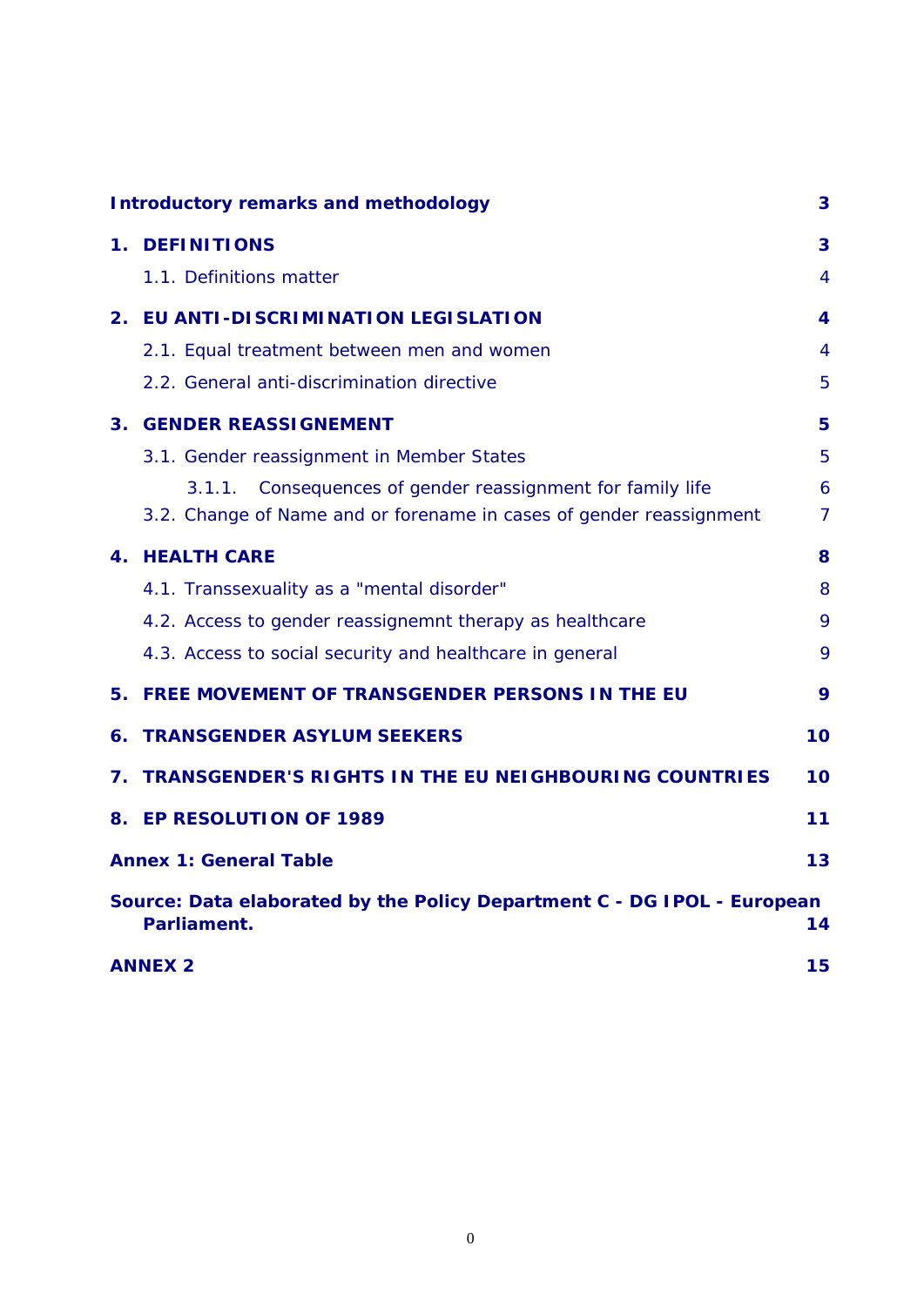Introductory remarks and methodology 3

1. DEFINITIONS 3

1.1. Definitions matter 4

2. EU ANTI-DISCRIMINATION LEGISLATION 4

2.1. Equal treatment between men and women 4

2.2. General anti-discrimination directive 5

3. GENDER REASSIGNEMENT 5

3.1. Gender reassignment in Member States 5

3.1.1. Consequences of gender reassignment for family life 6

3.2. Change of Name and or forename in cases of gender reassignment 7

4. HEALTH CARE 8

4.1. Transsexuality as a "mental disorder" 8

4.2. Access to gender reassignemnt therapy as healthcare 9

4.3. Access to social security and healthcare in general 9

5. FREE MOVEMENT OF TRANSGENDER PERSONS IN THE EU 9

6. TRANSGENDER ASYLUM SEEKERS 10

7. TRANSGENDER'S RIGHTS IN THE EU NEIGHBOURING COUNTRIES 10

8. EP RESOLUTION OF 1989 11

Annex 1: General Table 13

Source: Data elaborated by the Policy Department C - DG IPOL - European Parliament. 14

ANNEX 2 15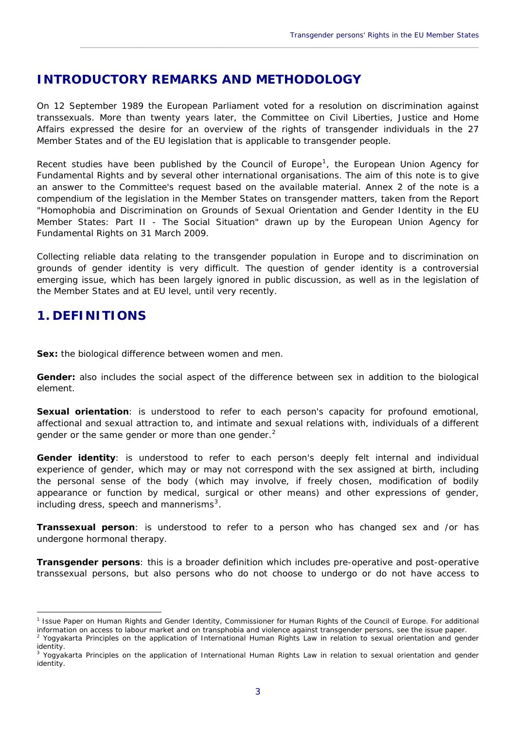# INTRODUCTORY REMARKS AND METHODOLOGY

On 12 September 1989 the European Parliament voted for a resolution on discrimination against transsexuals. More than twenty years later, the Committee on Civil Liberties, Justice and Home Affairs expressed the desire for an overview of the rights of transgender individuals in the 27 Member States and of the EU legislation that is applicable to transgender people.

Recent studies have been published by the Council of Europe[1], the European Union Agency for Fundamental Rights and by several other international organisations. The aim of this note is to give an answer to the Committee's request based on the available material. Annex 2 of the note is a compendium of the legislation in the Member States on transgender matters, taken from the Report "Homophobia and Discrimination on Grounds of Sexual Orientation and Gender Identity in the EU Member States: Part II - The Social Situation" drawn up by the European Union Agency for Fundamental Rights on 31 March 2009.

Collecting reliable data relating to the transgender population in Europe and to discrimination on grounds of gender identity is very difficult. The question of gender identity is a controversial emerging issue, which has been largely ignored in public discussion, as well as in the legislation of the Member States and at EU level, until very recently.

# 1. DEFINITIONS

**Sex:** the biological difference between women and men.

**Gender:** also includes the social aspect of the difference between sex in addition to the biological element.

**Sexual orientation**: is understood to refer to each person's capacity for profound emotional, affectional and sexual attraction to, and intimate and sexual relations with, individuals of a different gender or the same gender or more than one gender.[2]

**Gender identity**: is understood to refer to each person's deeply felt internal and individual experience of gender, which may or may not correspond with the sex assigned at birth, including the personal sense of the body (which may involve, if freely chosen, modification of bodily appearance or function by medical, surgical or other means) and other expressions of gender, including dress, speech and mannerisms[3].

**Transsexual person**: is understood to refer to a person who has changed sex and /or has undergone hormonal therapy.

**Transgender persons**: this is a broader definition which includes pre-operative and post-operative transsexual persons, but also persons who do not choose to undergo or do not have access to

---

[1] Issue Paper on Human Rights and Gender Identity, Commissioner for Human Rights of the Council of Europe. For additional information on access to labour market and on transphobia and violence against transgender persons, see the issue paper.

[2] Yogyakarta Principles on the application of International Human Rights Law in relation to sexual orientation and gender identity.

[3] Yogyakarta Principles on the application of International Human Rights Law in relation to sexual orientation and gender identity.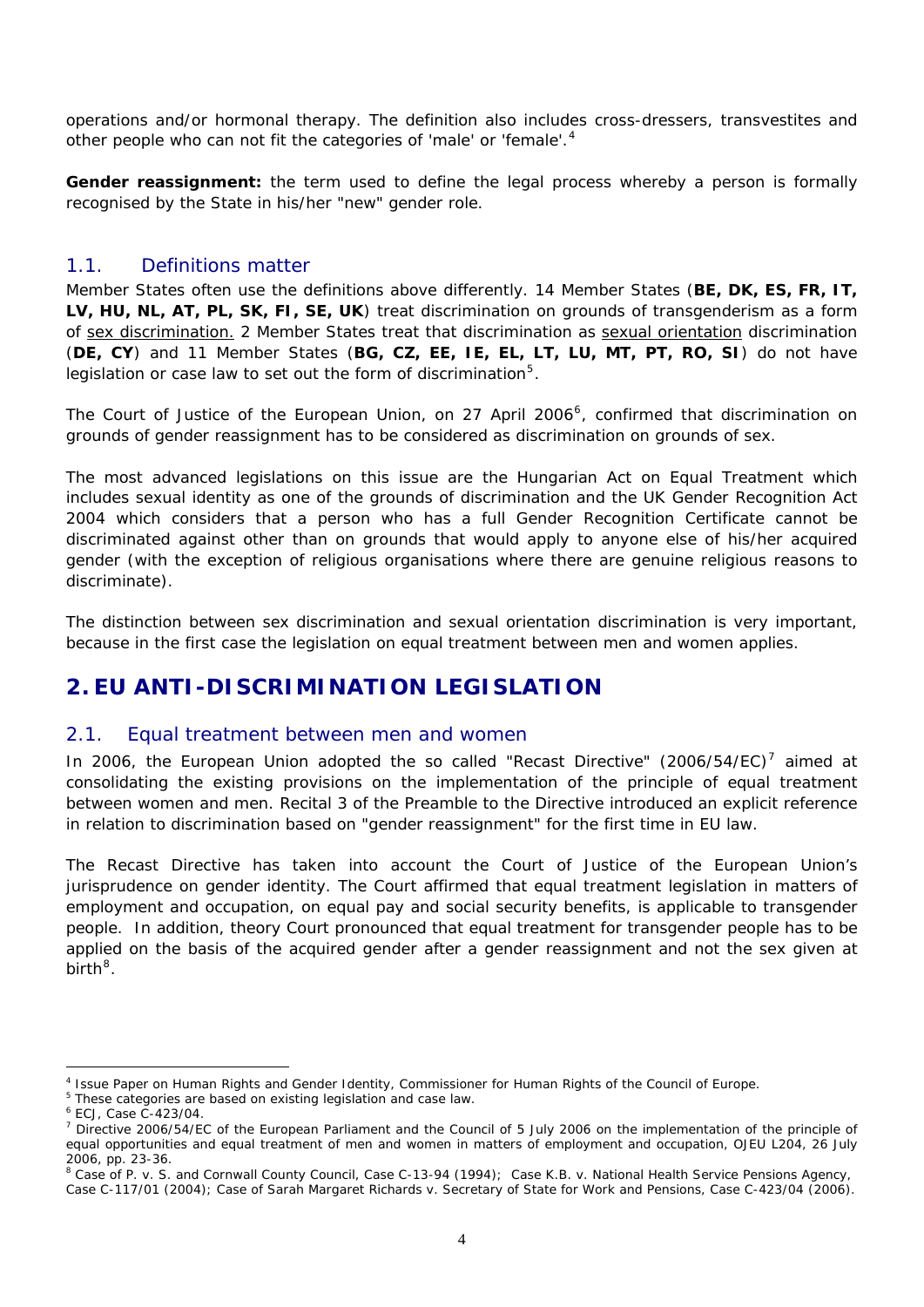operations and/or hormonal therapy. The definition also includes cross-dressers, transvestites and other people who can not fit the categories of 'male' or 'female'.[4]

**Gender reassignment:** the term used to define the legal process whereby a person is formally recognised by the State in his/her "new" gender role.

### 1.1. Definitions matter

Member States often use the definitions above differently. 14 Member States (**BE, DK, ES, FR, IT, LV, HU, NL, AT, PL, SK, FI, SE, UK**) treat discrimination on grounds of transgenderism as a form of <u>sex discrimination.</u> 2 Member States treat that discrimination as <u>sexual orientation</u> discrimination (**DE, CY**) and 11 Member States (**BG, CZ, EE, IE, EL, LT, LU, MT, PT, RO, SI**) do not have legislation or case law to set out the form of discrimination[5].

The Court of Justice of the European Union, on 27 April 2006[6], confirmed that discrimination on grounds of gender reassignment has to be considered as discrimination on grounds of sex.

The most advanced legislations on this issue are the Hungarian Act on Equal Treatment which includes sexual identity as one of the grounds of discrimination and the UK Gender Recognition Act 2004 which considers that a person who has a full Gender Recognition Certificate cannot be discriminated against other than on grounds that would apply to anyone else of his/her acquired gender (with the exception of religious organisations where there are genuine religious reasons to discriminate).

The distinction between sex discrimination and sexual orientation discrimination is very important, because in the first case the legislation on equal treatment between men and women applies.

## 2. EU ANTI-DISCRIMINATION LEGISLATION

### 2.1. Equal treatment between men and women

In 2006, the European Union adopted the so called "Recast Directive" (2006/54/EC)[7] aimed at consolidating the existing provisions on the implementation of the principle of equal treatment between women and men. Recital 3 of the Preamble to the Directive introduced an explicit reference in relation to discrimination based on "gender reassignment" for the first time in EU law.

The Recast Directive has taken into account the Court of Justice of the European Union's jurisprudence on gender identity. The Court affirmed that equal treatment legislation in matters of employment and occupation, on equal pay and social security benefits, is applicable to transgender people. In addition, theory Court pronounced that equal treatment for transgender people has to be applied on the basis of the acquired gender after a gender reassignment and not the sex given at birth[8].

---

[4] Issue Paper on Human Rights and Gender Identity, Commissioner for Human Rights of the Council of Europe.

[5] These categories are based on existing legislation and case law.

[6] ECJ, Case C-423/04.

[7] Directive 2006/54/EC of the European Parliament and the Council of 5 July 2006 on the implementation of the principle of equal opportunities and equal treatment of men and women in matters of employment and occupation, OJEU L204, 26 July 2006, pp. 23-36.

[8] Case of P. v. S. and Cornwall County Council, Case C-13-94 (1994); Case K.B. v. National Health Service Pensions Agency, Case C-117/01 (2004); Case of Sarah Margaret Richards v. Secretary of State for Work and Pensions, Case C-423/04 (2006).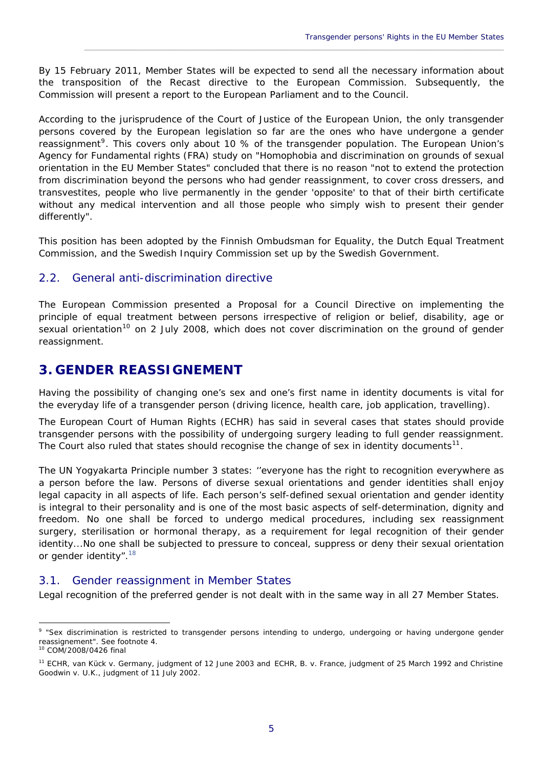By 15 February 2011, Member States will be expected to send all the necessary information about the transposition of the Recast directive to the European Commission. Subsequently, the Commission will present a report to the European Parliament and to the Council.

According to the jurisprudence of the Court of Justice of the European Union, the only transgender persons covered by the European legislation so far are the ones who have undergone a gender reassignment[9]. This covers only about 10 % of the transgender population. The European Union's Agency for Fundamental rights (FRA) study on "Homophobia and discrimination on grounds of sexual orientation in the EU Member States" concluded that there is no reason "not to extend the protection from discrimination beyond the persons who had gender reassignment, to cover cross dressers, and transvestites, people who live permanently in the gender 'opposite' to that of their birth certificate without any medical intervention and all those people who simply wish to present their gender differently".

This position has been adopted by the Finnish Ombudsman for Equality, the Dutch Equal Treatment Commission, and the Swedish Inquiry Commission set up by the Swedish Government.

## 2.2. General anti-discrimination directive

The European Commission presented a Proposal for a Council Directive on implementing the principle of equal treatment between persons irrespective of religion or belief, disability, age or sexual orientation[10] on 2 July 2008, which does not cover discrimination on the ground of gender reassignment.

# 3. GENDER REASSIGNEMENT

Having the possibility of changing one's sex and one's first name in identity documents is vital for the everyday life of a transgender person (driving licence, health care, job application, travelling).

The European Court of Human Rights (ECHR) has said in several cases that states should provide transgender persons with the possibility of undergoing surgery leading to full gender reassignment. The Court also ruled that states should recognise the change of sex in identity documents[11].

The UN Yogyakarta Principle number 3 states: ''everyone has the right to recognition everywhere as a person before the law. Persons of diverse sexual orientations and gender identities shall enjoy legal capacity in all aspects of life. Each person's self-defined sexual orientation and gender identity is integral to their personality and is one of the most basic aspects of self-determination, dignity and freedom. No one shall be forced to undergo medical procedures, including sex reassignment surgery, sterilisation or hormonal therapy, as a requirement for legal recognition of their gender identity...No one shall be subjected to pressure to conceal, suppress or deny their sexual orientation or gender identity".[18]

## 3.1. Gender reassignment in Member States

Legal recognition of the preferred gender is not dealt with in the same way in all 27 Member States.

---

[9] "Sex discrimination is restricted to transgender persons intending to undergo, undergoing or having undergone gender reassignement". See footnote 4.

[10] COM/2008/0426 final

[11] ECHR, van Kück v. Germany, judgment of 12 June 2003 and ECHR, B. v. France, judgment of 25 March 1992 and Christine Goodwin v. U.K., judgment of 11 July 2002.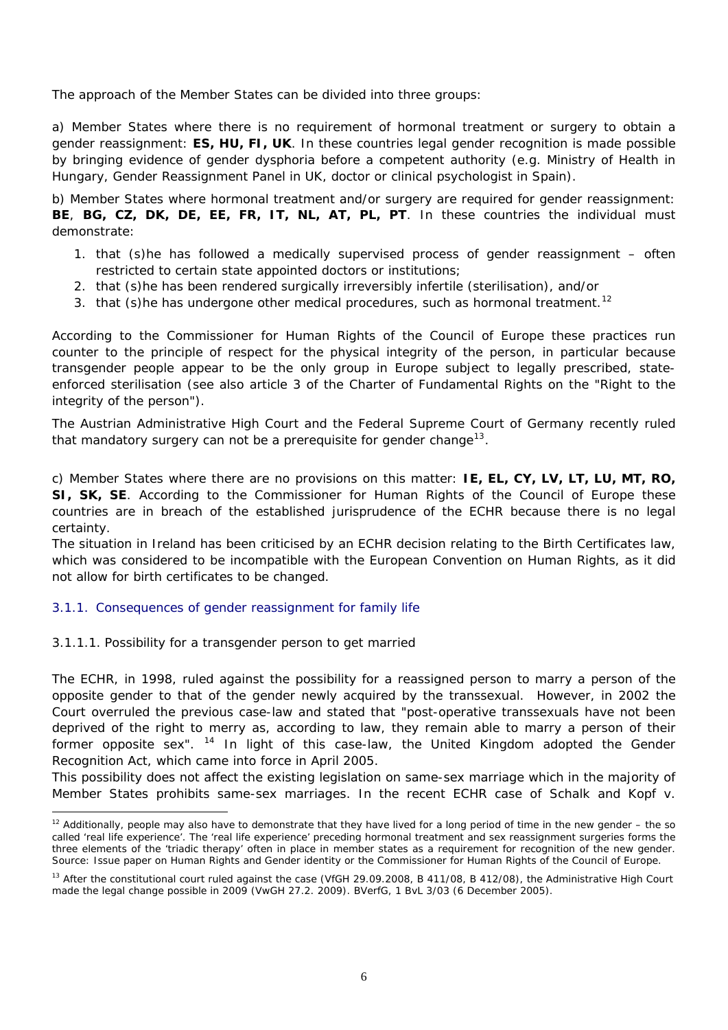The approach of the Member States can be divided into three groups:

a) Member States where there is no requirement of hormonal treatment or surgery to obtain a gender reassignment: **ES, HU, FI, UK**. In these countries legal gender recognition is made possible by bringing evidence of gender dysphoria before a competent authority (e.g. Ministry of Health in Hungary, Gender Reassignment Panel in UK, doctor or clinical psychologist in Spain).

b) Member States where hormonal treatment and/or surgery are required for gender reassignment: **BE**, **BG, CZ, DK, DE, EE, FR, IT, NL, AT, PL, PT**. In these countries the individual must demonstrate:

1. that (s)he has followed a medically supervised process of gender reassignment – often restricted to certain state appointed doctors or institutions;
2. that (s)he has been rendered surgically irreversibly infertile (sterilisation), and/or
3. that (s)he has undergone other medical procedures, such as hormonal treatment.[12]

According to the Commissioner for Human Rights of the Council of Europe these practices run counter to the principle of respect for the physical integrity of the person, in particular because transgender people appear to be the only group in Europe subject to legally prescribed, state-enforced sterilisation (see also article 3 of the Charter of Fundamental Rights on the "Right to the integrity of the person").

The Austrian Administrative High Court and the Federal Supreme Court of Germany recently ruled that mandatory surgery can not be a prerequisite for gender change[13].

c) Member States where there are no provisions on this matter: **IE, EL, CY, LV, LT, LU, MT, RO, SI, SK, SE**. According to the Commissioner for Human Rights of the Council of Europe these countries are in breach of the established jurisprudence of the ECHR because there is no legal certainty.

The situation in Ireland has been criticised by an ECHR decision relating to the Birth Certificates law, which was considered to be incompatible with the European Convention on Human Rights, as it did not allow for birth certificates to be changed.

### 3.1.1. Consequences of gender reassignment for family life

#### 3.1.1.1. Possibility for a transgender person to get married

The ECHR, in 1998, ruled against the possibility for a reassigned person to marry a person of the opposite gender to that of the gender newly acquired by the transsexual. However, in 2002 the Court overruled the previous case-law and stated that "post-operative transsexuals have not been deprived of the right to merry as, according to law, they remain able to marry a person of their former opposite sex". [14] In light of this case-law, the United Kingdom adopted the Gender Recognition Act, which came into force in April 2005.

This possibility does not affect the existing legislation on same-sex marriage which in the majority of Member States prohibits same-sex marriages. In the recent ECHR case of Schalk and Kopf v.

---

[12] Additionally, people may also have to demonstrate that they have lived for a long period of time in the new gender – the so called 'real life experience'. The 'real life experience' preceding hormonal treatment and sex reassignment surgeries forms the three elements of the 'triadic therapy' often in place in member states as a requirement for recognition of the new gender. Source: Issue paper on Human Rights and Gender identity or the Commissioner for Human Rights of the Council of Europe.

[13] After the constitutional court ruled against the case (VfGH 29.09.2008, B 411/08, B 412/08), the Administrative High Court made the legal change possible in 2009 (VwGH 27.2. 2009). BVerfG, 1 BvL 3/03 (6 December 2005).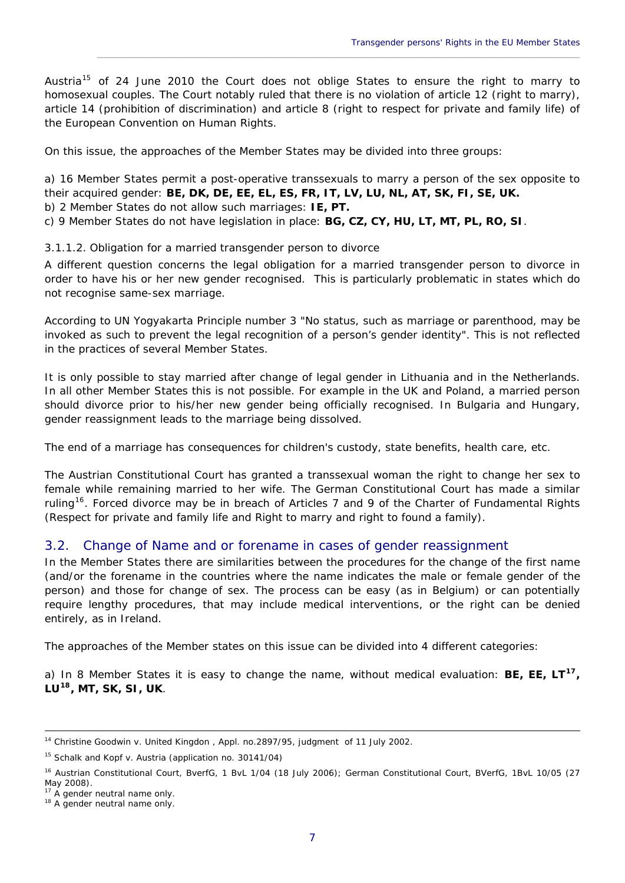Austria[15] of 24 June 2010 the Court does not oblige States to ensure the right to marry to homosexual couples. The Court notably ruled that there is no violation of article 12 (right to marry), article 14 (prohibition of discrimination) and article 8 (right to respect for private and family life) of the European Convention on Human Rights.

On this issue, the approaches of the Member States may be divided into three groups:

a) 16 Member States permit a post-operative transsexuals to marry a person of the sex opposite to their acquired gender: **BE, DK, DE, EE, EL, ES, FR, IT, LV, LU, NL, AT, SK, FI, SE, UK.**
b) 2 Member States do not allow such marriages: **IE, PT.**
c) 9 Member States do not have legislation in place: **BG, CZ, CY, HU, LT, MT, PL, RO, SI**.

#### 3.1.1.2. Obligation for a married transgender person to divorce

A different question concerns the legal obligation for a married transgender person to divorce in order to have his or her new gender recognised. This is particularly problematic in states which do not recognise same-sex marriage.

According to UN Yogyakarta Principle number 3 "No status, such as marriage or parenthood, may be invoked as such to prevent the legal recognition of a person's gender identity". This is not reflected in the practices of several Member States.

It is only possible to stay married after change of legal gender in Lithuania and in the Netherlands. In all other Member States this is not possible. For example in the UK and Poland, a married person should divorce prior to his/her new gender being officially recognised. In Bulgaria and Hungary, gender reassignment leads to the marriage being dissolved.

The end of a marriage has consequences for children's custody, state benefits, health care, etc.

The Austrian Constitutional Court has granted a transsexual woman the right to change her sex to female while remaining married to her wife. The German Constitutional Court has made a similar ruling[16]. Forced divorce may be in breach of Articles 7 and 9 of the Charter of Fundamental Rights (Respect for private and family life and Right to marry and right to found a family).

## 3.2. Change of Name and or forename in cases of gender reassignment

In the Member States there are similarities between the procedures for the change of the first name (and/or the forename in the countries where the name indicates the male or female gender of the person) and those for change of sex. The process can be easy (as in Belgium) or can potentially require lengthy procedures, that may include medical interventions, or the right can be denied entirely, as in Ireland.

The approaches of the Member states on this issue can be divided into 4 different categories:

a) In 8 Member States it is easy to change the name, without medical evaluation: **BE, EE, LT[17], LU[18], MT, SK, SI, UK**.

---

[14] Christine Goodwin v. United Kingdon , Appl. no.2897/95, judgment of 11 July 2002.

[15] Schalk and Kopf v. Austria (application no. 30141/04)

[16] Austrian Constitutional Court, BverfG, 1 BvL 1/04 (18 July 2006); German Constitutional Court, BVerfG, 1BvL 10/05 (27 May 2008).

[17] A gender neutral name only.

[18] A gender neutral name only.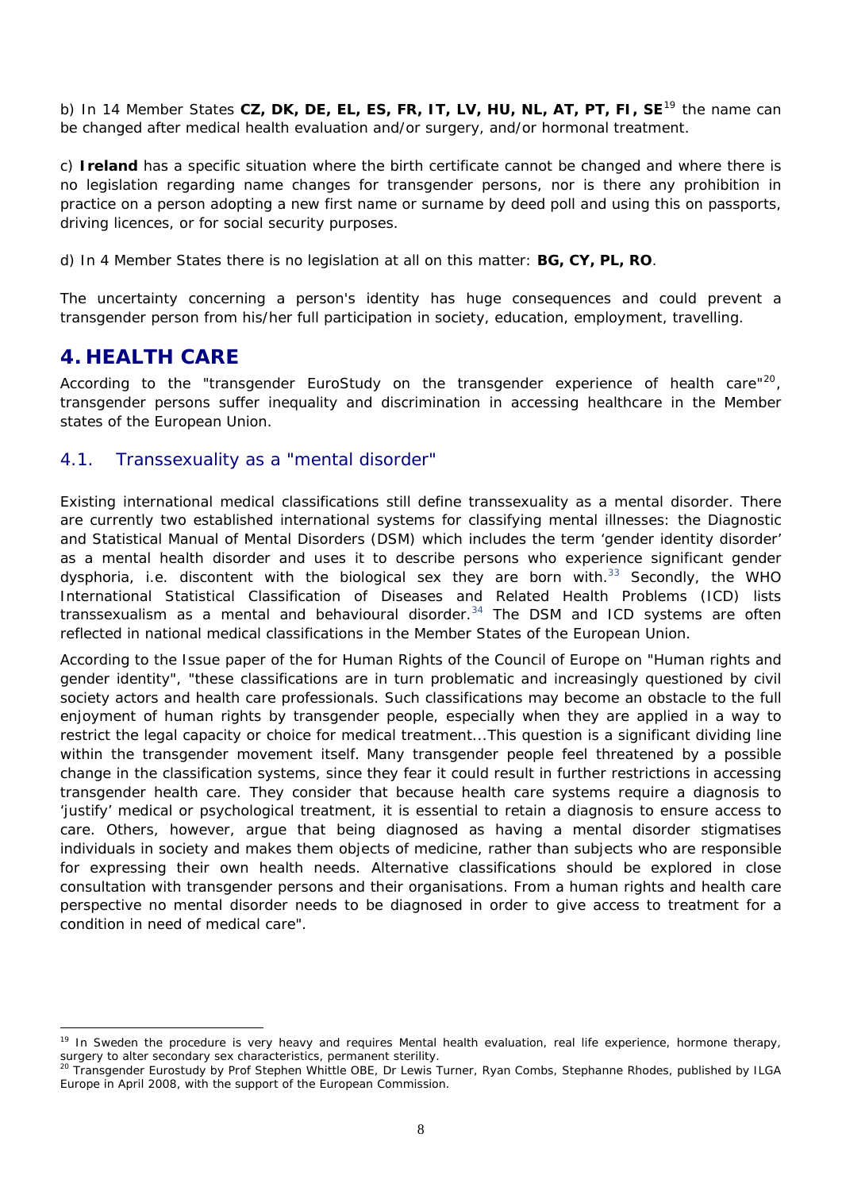b) In 14 Member States **CZ, DK, DE, EL, ES, FR, IT, LV, HU, NL, AT, PT, FI, SE**[19] the name can be changed after medical health evaluation and/or surgery, and/or hormonal treatment.

c) **Ireland** has a specific situation where the birth certificate cannot be changed and where there is no legislation regarding name changes for transgender persons, nor is there any prohibition in practice on a person adopting a new first name or surname by deed poll and using this on passports, driving licences, or for social security purposes.

d) In 4 Member States there is no legislation at all on this matter: **BG, CY, PL, RO**.

The uncertainty concerning a person's identity has huge consequences and could prevent a transgender person from his/her full participation in society, education, employment, travelling.

# 4. HEALTH CARE

According to the "transgender EuroStudy on the transgender experience of health care"[20], transgender persons suffer inequality and discrimination in accessing healthcare in the Member states of the European Union.

## 4.1. Transsexuality as a "mental disorder"

Existing international medical classifications still define transsexuality as a mental disorder. There are currently two established international systems for classifying mental illnesses: the Diagnostic and Statistical Manual of Mental Disorders (DSM) which includes the term 'gender identity disorder' as a mental health disorder and uses it to describe persons who experience significant gender dysphoria, i.e. discontent with the biological sex they are born with.[33] Secondly, the WHO International Statistical Classification of Diseases and Related Health Problems (ICD) lists transsexualism as a mental and behavioural disorder.[34] The DSM and ICD systems are often reflected in national medical classifications in the Member States of the European Union.

According to the Issue paper of the for Human Rights of the Council of Europe on "Human rights and gender identity", "these classifications are in turn problematic and increasingly questioned by civil society actors and health care professionals. Such classifications may become an obstacle to the full enjoyment of human rights by transgender people, especially when they are applied in a way to restrict the legal capacity or choice for medical treatment...This question is a significant dividing line within the transgender movement itself. Many transgender people feel threatened by a possible change in the classification systems, since they fear it could result in further restrictions in accessing transgender health care. They consider that because health care systems require a diagnosis to 'justify' medical or psychological treatment, it is essential to retain a diagnosis to ensure access to care. Others, however, argue that being diagnosed as having a mental disorder stigmatises individuals in society and makes them objects of medicine, rather than subjects who are responsible for expressing their own health needs. Alternative classifications should be explored in close consultation with transgender persons and their organisations. From a human rights and health care perspective no mental disorder needs to be diagnosed in order to give access to treatment for a condition in need of medical care".

---

[19] In Sweden the procedure is very heavy and requires Mental health evaluation, real life experience, hormone therapy, surgery to alter secondary sex characteristics, permanent sterility.

[20] Transgender Eurostudy by Prof Stephen Whittle OBE, Dr Lewis Turner, Ryan Combs, Stephanne Rhodes, published by ILGA Europe in April 2008, with the support of the European Commission.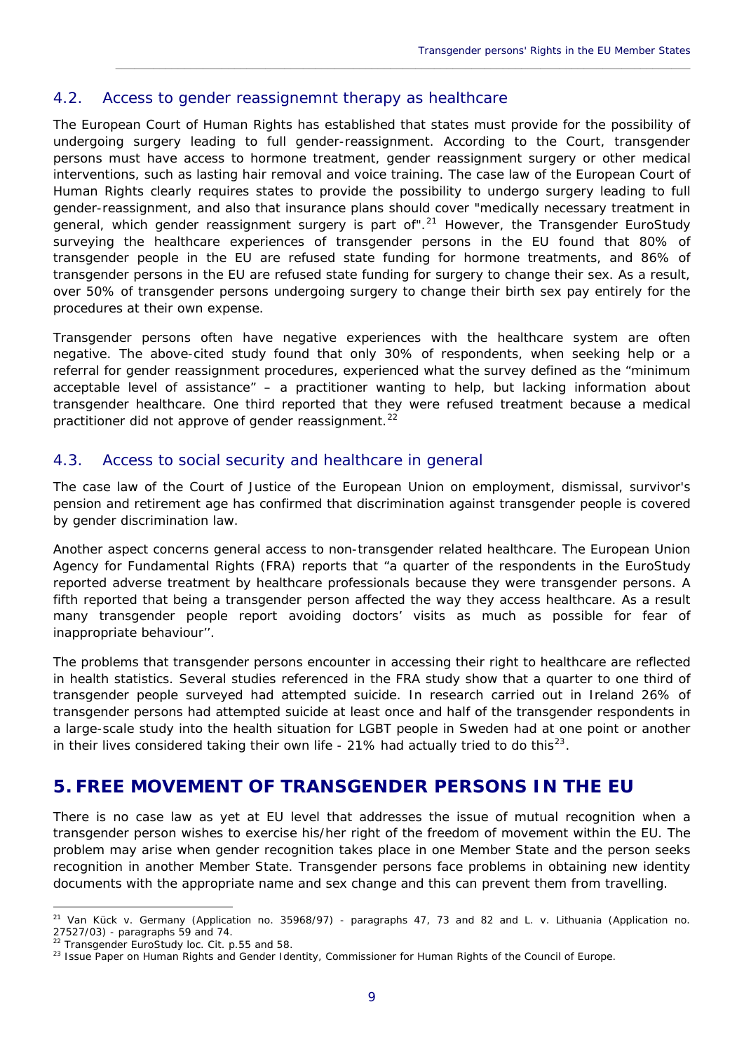## 4.2. Access to gender reassignemnt therapy as healthcare

The European Court of Human Rights has established that states must provide for the possibility of undergoing surgery leading to full gender-reassignment. According to the Court, transgender persons must have access to hormone treatment, gender reassignment surgery or other medical interventions, such as lasting hair removal and voice training. The case law of the European Court of Human Rights clearly requires states to provide the possibility to undergo surgery leading to full gender-reassignment, and also that insurance plans should cover "medically necessary treatment in general, which gender reassignment surgery is part of".[21] However, the Transgender EuroStudy surveying the healthcare experiences of transgender persons in the EU found that 80% of transgender people in the EU are refused state funding for hormone treatments, and 86% of transgender persons in the EU are refused state funding for surgery to change their sex. As a result, over 50% of transgender persons undergoing surgery to change their birth sex pay entirely for the procedures at their own expense.

Transgender persons often have negative experiences with the healthcare system are often negative. The above-cited study found that only 30% of respondents, when seeking help or a referral for gender reassignment procedures, experienced what the survey defined as the "minimum acceptable level of assistance" – a practitioner wanting to help, but lacking information about transgender healthcare. One third reported that they were refused treatment because a medical practitioner did not approve of gender reassignment.[22]

## 4.3. Access to social security and healthcare in general

The case law of the Court of Justice of the European Union on employment, dismissal, survivor's pension and retirement age has confirmed that discrimination against transgender people is covered by gender discrimination law.

Another aspect concerns general access to non-transgender related healthcare. The European Union Agency for Fundamental Rights (FRA) reports that "a quarter of the respondents in the EuroStudy reported adverse treatment by healthcare professionals because they were transgender persons. A fifth reported that being a transgender person affected the way they access healthcare. As a result many transgender people report avoiding doctors' visits as much as possible for fear of inappropriate behaviour''.

The problems that transgender persons encounter in accessing their right to healthcare are reflected in health statistics. Several studies referenced in the FRA study show that a quarter to one third of transgender people surveyed had attempted suicide. In research carried out in Ireland 26% of transgender persons had attempted suicide at least once and half of the transgender respondents in a large-scale study into the health situation for LGBT people in Sweden had at one point or another in their lives considered taking their own life - 21% had actually tried to do this[23].

# 5. FREE MOVEMENT OF TRANSGENDER PERSONS IN THE EU

There is no case law as yet at EU level that addresses the issue of mutual recognition when a transgender person wishes to exercise his/her right of the freedom of movement within the EU. The problem may arise when gender recognition takes place in one Member State and the person seeks recognition in another Member State. Transgender persons face problems in obtaining new identity documents with the appropriate name and sex change and this can prevent them from travelling.

---

[21] Van Kück v. Germany (Application no. 35968/97) - paragraphs 47, 73 and 82 and L. v. Lithuania (Application no. 27527/03) - paragraphs 59 and 74.

[22] Transgender EuroStudy loc. Cit. p.55 and 58.

[23] Issue Paper on Human Rights and Gender Identity, Commissioner for Human Rights of the Council of Europe.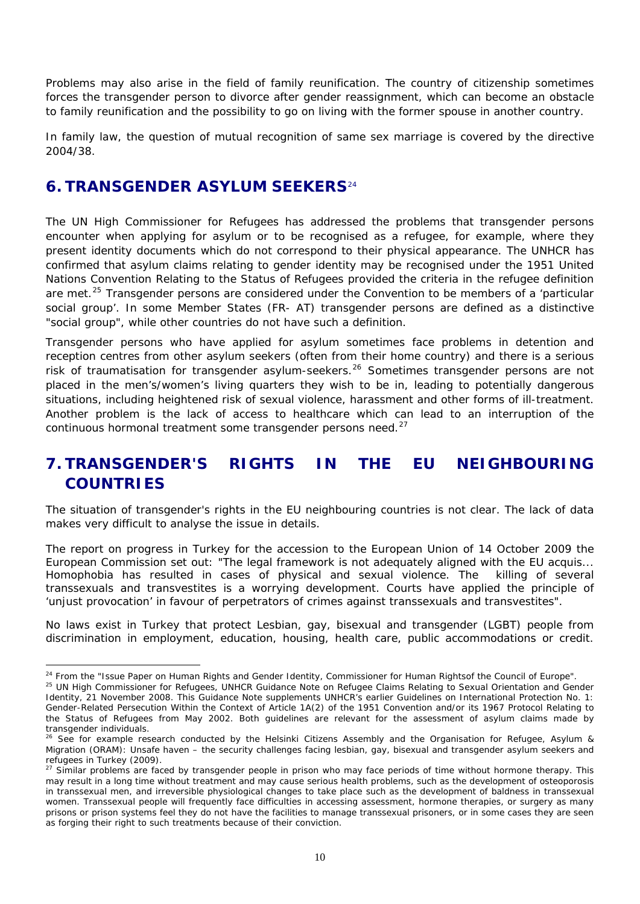Problems may also arise in the field of family reunification. The country of citizenship sometimes forces the transgender person to divorce after gender reassignment, which can become an obstacle to family reunification and the possibility to go on living with the former spouse in another country.

In family law, the question of mutual recognition of same sex marriage is covered by the directive 2004/38.

## 6. TRANSGENDER ASYLUM SEEKERS[24]

The UN High Commissioner for Refugees has addressed the problems that transgender persons encounter when applying for asylum or to be recognised as a refugee, for example, where they present identity documents which do not correspond to their physical appearance. The UNHCR has confirmed that asylum claims relating to gender identity may be recognised under the 1951 United Nations Convention Relating to the Status of Refugees provided the criteria in the refugee definition are met.[25] Transgender persons are considered under the Convention to be members of a 'particular social group'. In some Member States (FR- AT) transgender persons are defined as a distinctive "social group", while other countries do not have such a definition.

Transgender persons who have applied for asylum sometimes face problems in detention and reception centres from other asylum seekers (often from their home country) and there is a serious risk of traumatisation for transgender asylum-seekers.[26] Sometimes transgender persons are not placed in the men's/women's living quarters they wish to be in, leading to potentially dangerous situations, including heightened risk of sexual violence, harassment and other forms of ill-treatment. Another problem is the lack of access to healthcare which can lead to an interruption of the continuous hormonal treatment some transgender persons need.[27]

## 7. TRANSGENDER'S RIGHTS IN THE EU NEIGHBOURING COUNTRIES

The situation of transgender's rights in the EU neighbouring countries is not clear. The lack of data makes very difficult to analyse the issue in details.

The report on progress in Turkey for the accession to the European Union of 14 October 2009 the European Commission set out: "The legal framework is not adequately aligned with the EU acquis... Homophobia has resulted in cases of physical and sexual violence. The killing of several transsexuals and transvestites is a worrying development. Courts have applied the principle of 'unjust provocation' in favour of perpetrators of crimes against transsexuals and transvestites".

No laws exist in Turkey that protect Lesbian, gay, bisexual and transgender (LGBT) people from discrimination in employment, education, housing, health care, public accommodations or credit.

---

[24] From the "Issue Paper on Human Rights and Gender Identity, Commissioner for Human Rightsof the Council of Europe".

[25] UN High Commissioner for Refugees, UNHCR Guidance Note on Refugee Claims Relating to Sexual Orientation and Gender Identity, 21 November 2008. This Guidance Note supplements UNHCR's earlier Guidelines on International Protection No. 1: Gender-Related Persecution Within the Context of Article 1A(2) of the 1951 Convention and/or its 1967 Protocol Relating to the Status of Refugees from May 2002. Both guidelines are relevant for the assessment of asylum claims made by transgender individuals.

[26] See for example research conducted by the Helsinki Citizens Assembly and the Organisation for Refugee, Asylum & Migration (ORAM): Unsafe haven – the security challenges facing lesbian, gay, bisexual and transgender asylum seekers and refugees in Turkey (2009).

[27] Similar problems are faced by transgender people in prison who may face periods of time without hormone therapy. This may result in a long time without treatment and may cause serious health problems, such as the development of osteoporosis in transsexual men, and irreversible physiological changes to take place such as the development of baldness in transsexual women. Transsexual people will frequently face difficulties in accessing assessment, hormone therapies, or surgery as many prisons or prison systems feel they do not have the facilities to manage transsexual prisoners, or in some cases they are seen as forging their right to such treatments because of their conviction.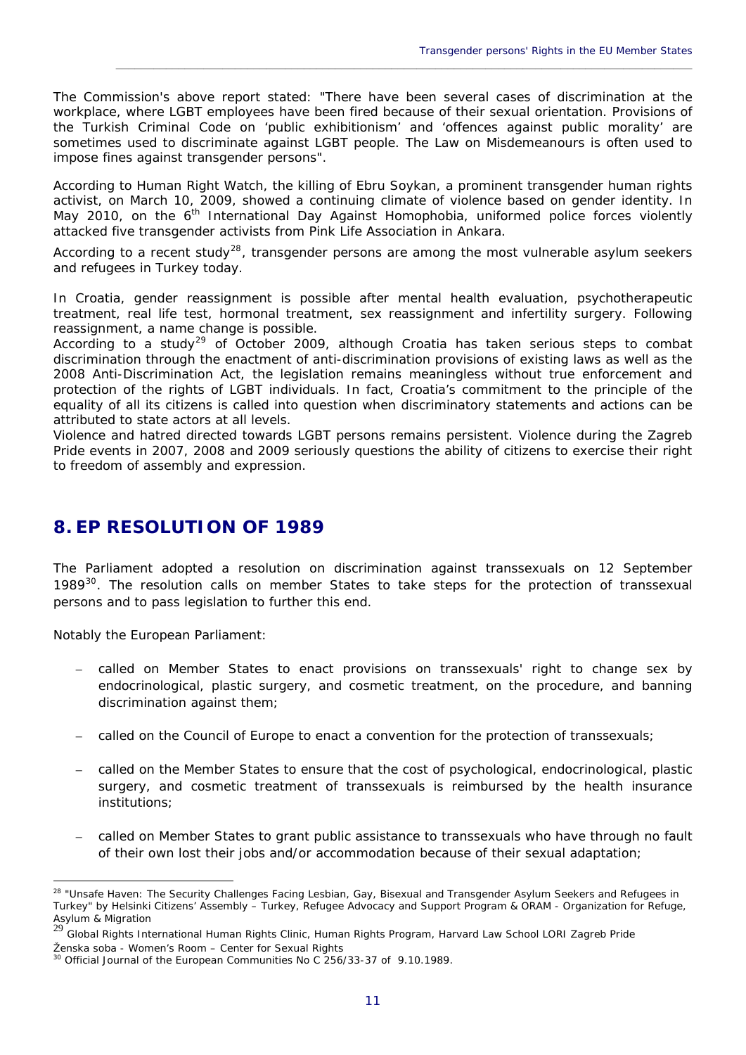The Commission's above report stated: "There have been several cases of discrimination at the workplace, where LGBT employees have been fired because of their sexual orientation. Provisions of the Turkish Criminal Code on 'public exhibitionism' and 'offences against public morality' are sometimes used to discriminate against LGBT people. The Law on Misdemeanours is often used to impose fines against transgender persons".

According to Human Right Watch, the killing of Ebru Soykan, a prominent transgender human rights activist, on March 10, 2009, showed a continuing climate of violence based on gender identity. In May 2010, on the 6th International Day Against Homophobia, uniformed police forces violently attacked five transgender activists from Pink Life Association in Ankara.

According to a recent study[28], transgender persons are among the most vulnerable asylum seekers and refugees in Turkey today.

In Croatia, gender reassignment is possible after mental health evaluation, psychotherapeutic treatment, real life test, hormonal treatment, sex reassignment and infertility surgery. Following reassignment, a name change is possible.

According to a study[29] of October 2009, although Croatia has taken serious steps to combat discrimination through the enactment of anti-discrimination provisions of existing laws as well as the 2008 Anti-Discrimination Act, the legislation remains meaningless without true enforcement and protection of the rights of LGBT individuals. In fact, Croatia's commitment to the principle of the equality of all its citizens is called into question when discriminatory statements and actions can be attributed to state actors at all levels.

Violence and hatred directed towards LGBT persons remains persistent. Violence during the Zagreb Pride events in 2007, 2008 and 2009 seriously questions the ability of citizens to exercise their right to freedom of assembly and expression.

## 8. EP RESOLUTION OF 1989

The Parliament adopted a resolution on discrimination against transsexuals on 12 September 1989[30]. The resolution calls on member States to take steps for the protection of transsexual persons and to pass legislation to further this end.

Notably the European Parliament:

- called on Member States to enact provisions on transsexuals' right to change sex by endocrinological, plastic surgery, and cosmetic treatment, on the procedure, and banning discrimination against them;
- called on the Council of Europe to enact a convention for the protection of transsexuals;
- called on the Member States to ensure that the cost of psychological, endocrinological, plastic surgery, and cosmetic treatment of transsexuals is reimbursed by the health insurance institutions;
- called on Member States to grant public assistance to transsexuals who have through no fault of their own lost their jobs and/or accommodation because of their sexual adaptation;

---

[28] "Unsafe Haven: The Security Challenges Facing Lesbian, Gay, Bisexual and Transgender Asylum Seekers and Refugees in Turkey" by Helsinki Citizens' Assembly – Turkey, Refugee Advocacy and Support Program & ORAM - Organization for Refuge, Asylum & Migration

[29] Global Rights International Human Rights Clinic, Human Rights Program, Harvard Law School LORI Zagreb Pride Ženska soba - Women's Room – Center for Sexual Rights

[30] Official Journal of the European Communities No C 256/33-37 of 9.10.1989.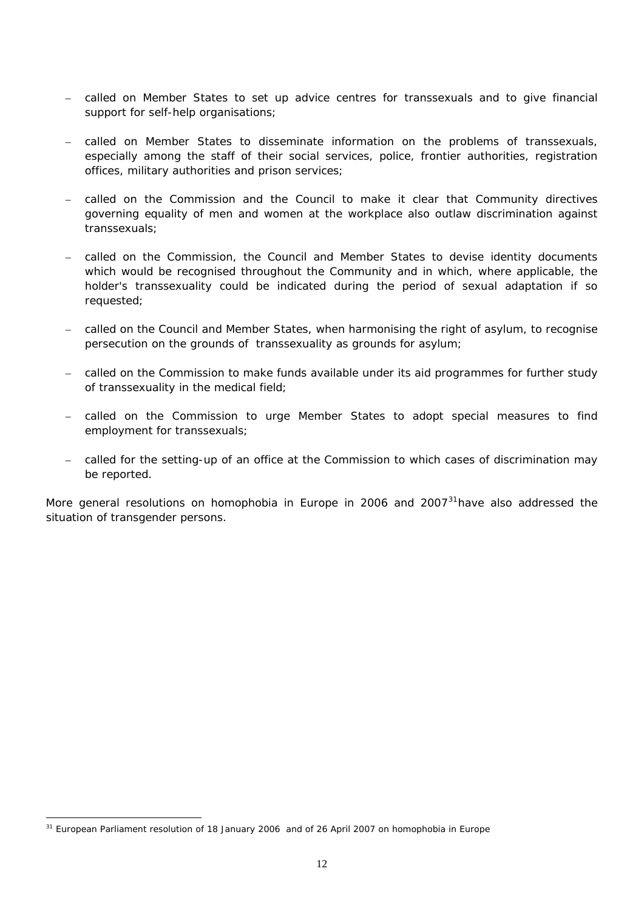- called on Member States to set up advice centres for transsexuals and to give financial support for self-help organisations;

- called on Member States to disseminate information on the problems of transsexuals, especially among the staff of their social services, police, frontier authorities, registration offices, military authorities and prison services;

- called on the Commission and the Council to make it clear that Community directives governing equality of men and women at the workplace also outlaw discrimination against transsexuals;

- called on the Commission, the Council and Member States to devise identity documents which would be recognised throughout the Community and in which, where applicable, the holder's transsexuality could be indicated during the period of sexual adaptation if so requested;

- called on the Council and Member States, when harmonising the right of asylum, to recognise persecution on the grounds of transsexuality as grounds for asylum;

- called on the Commission to make funds available under its aid programmes for further study of transsexuality in the medical field;

- called on the Commission to urge Member States to adopt special measures to find employment for transsexuals;

- called for the setting-up of an office at the Commission to which cases of discrimination may be reported.

More general resolutions on homophobia in Europe in 2006 and 2007[31] have also addressed the situation of transgender persons.

[31] European Parliament resolution of 18 January 2006 and of 26 April 2007 on homophobia in Europe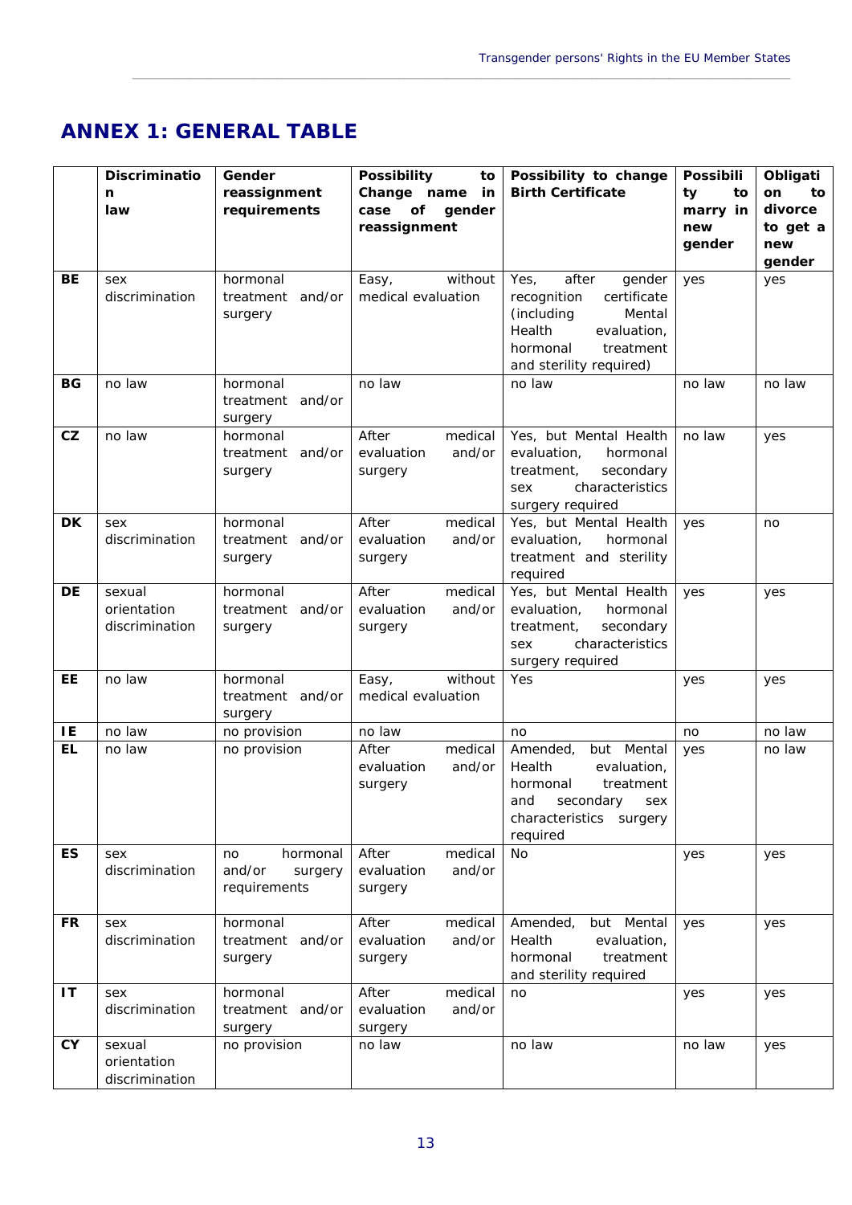# ANNEX 1: GENERAL TABLE

| | Discrimination law | Gender reassignment requirements | Possibility to Change name in case of gender reassignment | Possibility to change Birth Certificate | Possibility to marry in new gender | Obligation to divorce to get a new gender |
|---|---|---|---|---|---|---|
| BE | sex discrimination | hormonal treatment and/or surgery | Easy, without medical evaluation | Yes, after gender recognition certificate (including Mental Health evaluation, hormonal treatment and sterility required) | yes | yes |
| BG | no law | hormonal treatment and/or surgery | no law | no law | no law | no law |
| CZ | no law | hormonal treatment and/or surgery | After medical evaluation and/or surgery | Yes, but Mental Health evaluation, hormonal treatment, secondary sex characteristics surgery required | no law | yes |
| DK | sex discrimination | hormonal treatment and/or surgery | After medical evaluation and/or surgery | Yes, but Mental Health evaluation, hormonal treatment and sterility required | yes | no |
| DE | sexual orientation discrimination | hormonal treatment and/or surgery | After medical evaluation and/or surgery | Yes, but Mental Health evaluation, hormonal treatment, secondary sex characteristics surgery required | yes | yes |
| EE | no law | hormonal treatment and/or surgery | Easy, without medical evaluation | Yes | yes | yes |
| IE | no law | no provision | no law | no | no | no law |
| EL | no law | no provision | After medical evaluation and/or surgery | Amended, but Mental Health evaluation, hormonal treatment and secondary sex characteristics surgery required | yes | no law |
| ES | sex discrimination | no hormonal and/or surgery requirements | After medical evaluation and/or surgery | No | yes | yes |
| FR | sex discrimination | hormonal treatment and/or surgery | After medical evaluation and/or surgery | Amended, but Mental Health evaluation, hormonal treatment and sterility required | yes | yes |
| IT | sex discrimination | hormonal treatment and/or surgery | After medical evaluation and/or surgery | no | yes | yes |
| CY | sexual orientation discrimination | no provision | no law | no law | no law | yes |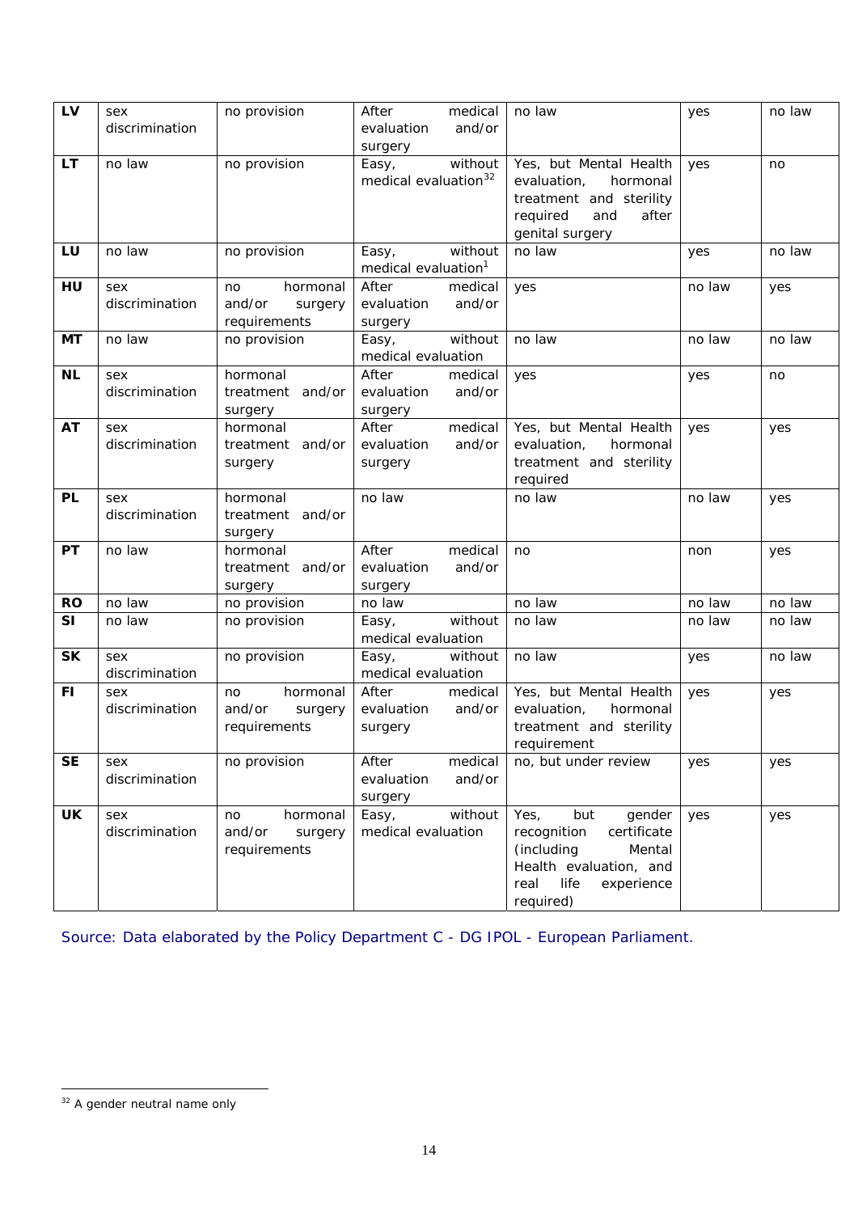| LV | sex discrimination | no provision | After medical evaluation and/or surgery | no law | yes | no law |
|---|---|---|---|---|---|---|
| LT | no law | no provision | Easy, without medical evaluation[32] | Yes, but Mental Health evaluation, hormonal treatment and sterility required and after genital surgery | yes | no |
| LU | no law | no provision | Easy, without medical evaluation[1] | no law | yes | no law |
| HU | sex discrimination | no hormonal and/or surgery requirements | After medical evaluation and/or surgery | yes | no law | yes |
| MT | no law | no provision | Easy, without medical evaluation | no law | no law | no law |
| NL | sex discrimination | hormonal treatment and/or surgery | After medical evaluation and/or surgery | yes | yes | no |
| AT | sex discrimination | hormonal treatment and/or surgery | After medical evaluation and/or surgery | Yes, but Mental Health evaluation, hormonal treatment and sterility required | yes | yes |
| PL | sex discrimination | hormonal treatment and/or surgery | no law | no law | no law | yes |
| PT | no law | hormonal treatment and/or surgery | After medical evaluation and/or surgery | no | non | yes |
| RO | no law | no provision | no law | no law | no law | no law |
| SI | no law | no provision | Easy, without medical evaluation | no law | no law | no law |
| SK | sex discrimination | no provision | Easy, without medical evaluation | no law | yes | no law |
| FI | sex discrimination | no hormonal and/or surgery requirements | After medical evaluation and/or surgery | Yes, but Mental Health evaluation, hormonal treatment and sterility requirement | yes | yes |
| SE | sex discrimination | no provision | After medical evaluation and/or surgery | no, but under review | yes | yes |
| UK | sex discrimination | no hormonal and/or surgery requirements | Easy, without medical evaluation | Yes, but gender recognition certificate (including Mental Health evaluation, and real life experience required) | yes | yes |

Source: Data elaborated by the Policy Department C - DG IPOL - European Parliament.

[32] A gender neutral name only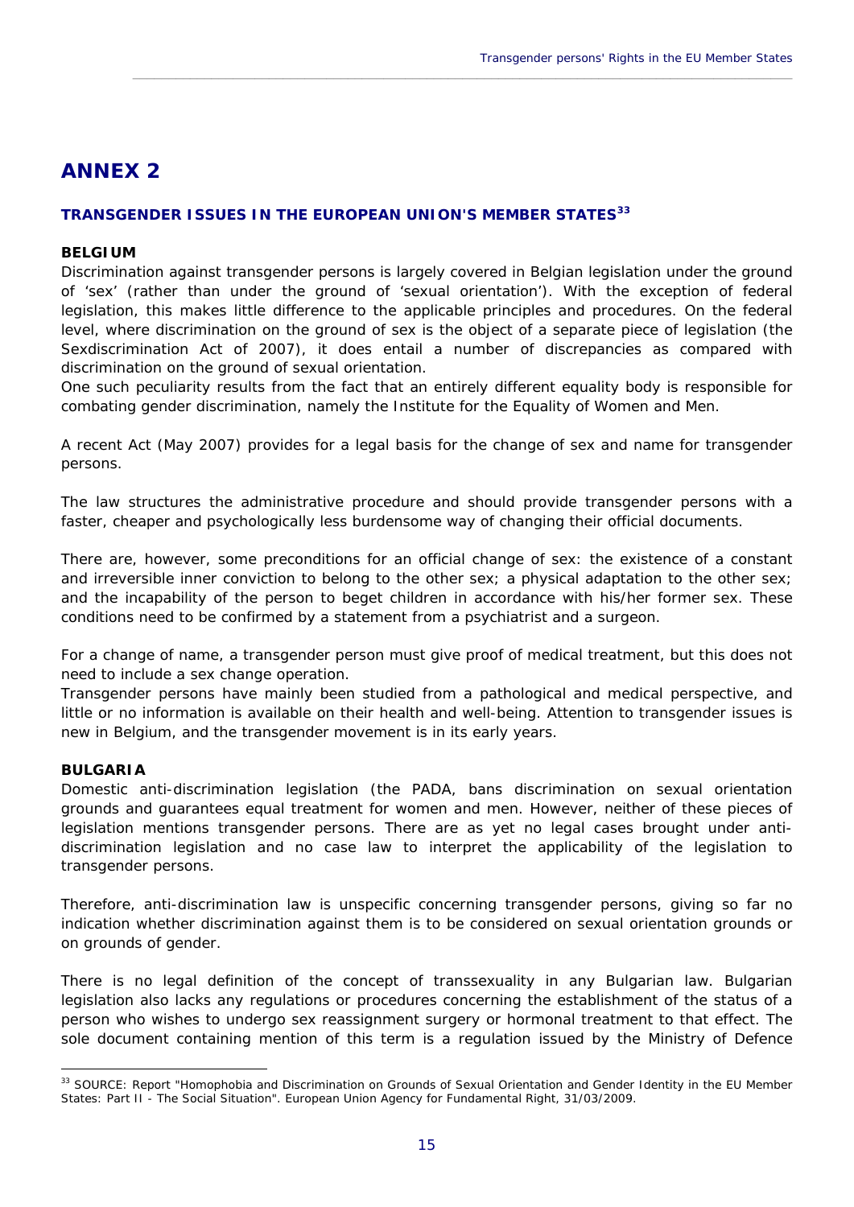# ANNEX 2

## TRANSGENDER ISSUES IN THE EUROPEAN UNION'S MEMBER STATES[33]

### BELGIUM

Discrimination against transgender persons is largely covered in Belgian legislation under the ground of 'sex' (rather than under the ground of 'sexual orientation'). With the exception of federal legislation, this makes little difference to the applicable principles and procedures. On the federal level, where discrimination on the ground of sex is the object of a separate piece of legislation (the Sexdiscrimination Act of 2007), it does entail a number of discrepancies as compared with discrimination on the ground of sexual orientation.

One such peculiarity results from the fact that an entirely different equality body is responsible for combating gender discrimination, namely the Institute for the Equality of Women and Men.

A recent Act (May 2007) provides for a legal basis for the change of sex and name for transgender persons.

The law structures the administrative procedure and should provide transgender persons with a faster, cheaper and psychologically less burdensome way of changing their official documents.

There are, however, some preconditions for an official change of sex: the existence of a constant and irreversible inner conviction to belong to the other sex; a physical adaptation to the other sex; and the incapability of the person to beget children in accordance with his/her former sex. These conditions need to be confirmed by a statement from a psychiatrist and a surgeon.

For a change of name, a transgender person must give proof of medical treatment, but this does not need to include a sex change operation.

Transgender persons have mainly been studied from a pathological and medical perspective, and little or no information is available on their health and well-being. Attention to transgender issues is new in Belgium, and the transgender movement is in its early years.

### BULGARIA

Domestic anti-discrimination legislation (the PADA, bans discrimination on sexual orientation grounds and guarantees equal treatment for women and men. However, neither of these pieces of legislation mentions transgender persons. There are as yet no legal cases brought under anti-discrimination legislation and no case law to interpret the applicability of the legislation to transgender persons.

Therefore, anti-discrimination law is unspecific concerning transgender persons, giving so far no indication whether discrimination against them is to be considered on sexual orientation grounds or on grounds of gender.

There is no legal definition of the concept of transsexuality in any Bulgarian law. Bulgarian legislation also lacks any regulations or procedures concerning the establishment of the status of a person who wishes to undergo sex reassignment surgery or hormonal treatment to that effect. The sole document containing mention of this term is a regulation issued by the Ministry of Defence

---

[33] SOURCE: Report "Homophobia and Discrimination on Grounds of Sexual Orientation and Gender Identity in the EU Member States: Part II - The Social Situation". European Union Agency for Fundamental Right, 31/03/2009.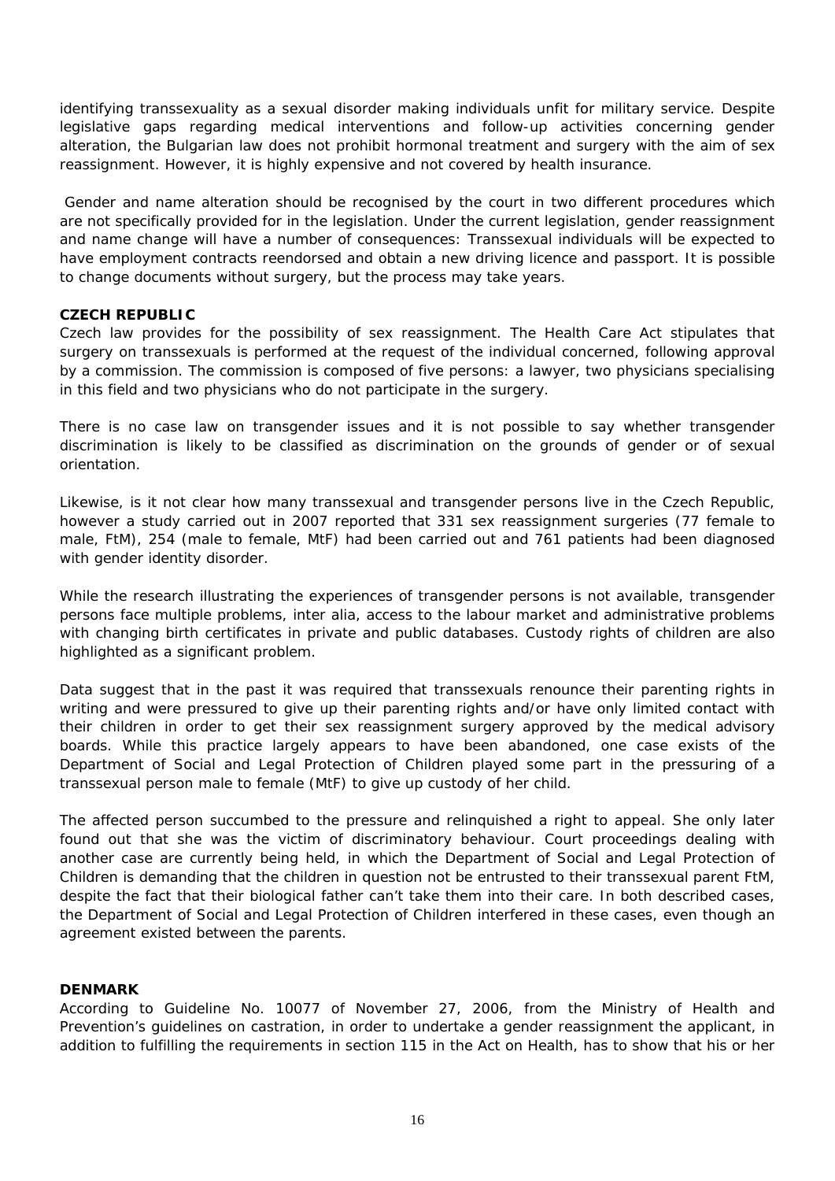identifying transsexuality as a sexual disorder making individuals unfit for military service. Despite legislative gaps regarding medical interventions and follow-up activities concerning gender alteration, the Bulgarian law does not prohibit hormonal treatment and surgery with the aim of sex reassignment. However, it is highly expensive and not covered by health insurance.

Gender and name alteration should be recognised by the court in two different procedures which are not specifically provided for in the legislation. Under the current legislation, gender reassignment and name change will have a number of consequences: Transsexual individuals will be expected to have employment contracts reendorsed and obtain a new driving licence and passport. It is possible to change documents without surgery, but the process may take years.

**CZECH REPUBLIC**

Czech law provides for the possibility of sex reassignment. The Health Care Act stipulates that surgery on transsexuals is performed at the request of the individual concerned, following approval by a commission. The commission is composed of five persons: a lawyer, two physicians specialising in this field and two physicians who do not participate in the surgery.

There is no case law on transgender issues and it is not possible to say whether transgender discrimination is likely to be classified as discrimination on the grounds of gender or of sexual orientation.

Likewise, is it not clear how many transsexual and transgender persons live in the Czech Republic, however a study carried out in 2007 reported that 331 sex reassignment surgeries (77 female to male, FtM), 254 (male to female, MtF) had been carried out and 761 patients had been diagnosed with gender identity disorder.

While the research illustrating the experiences of transgender persons is not available, transgender persons face multiple problems, inter alia, access to the labour market and administrative problems with changing birth certificates in private and public databases. Custody rights of children are also highlighted as a significant problem.

Data suggest that in the past it was required that transsexuals renounce their parenting rights in writing and were pressured to give up their parenting rights and/or have only limited contact with their children in order to get their sex reassignment surgery approved by the medical advisory boards. While this practice largely appears to have been abandoned, one case exists of the Department of Social and Legal Protection of Children played some part in the pressuring of a transsexual person male to female (MtF) to give up custody of her child.

The affected person succumbed to the pressure and relinquished a right to appeal. She only later found out that she was the victim of discriminatory behaviour. Court proceedings dealing with another case are currently being held, in which the Department of Social and Legal Protection of Children is demanding that the children in question not be entrusted to their transsexual parent FtM, despite the fact that their biological father can't take them into their care. In both described cases, the Department of Social and Legal Protection of Children interfered in these cases, even though an agreement existed between the parents.

**DENMARK**

According to Guideline No. 10077 of November 27, 2006, from the Ministry of Health and Prevention's guidelines on castration, in order to undertake a gender reassignment the applicant, in addition to fulfilling the requirements in section 115 in the Act on Health, has to show that his or her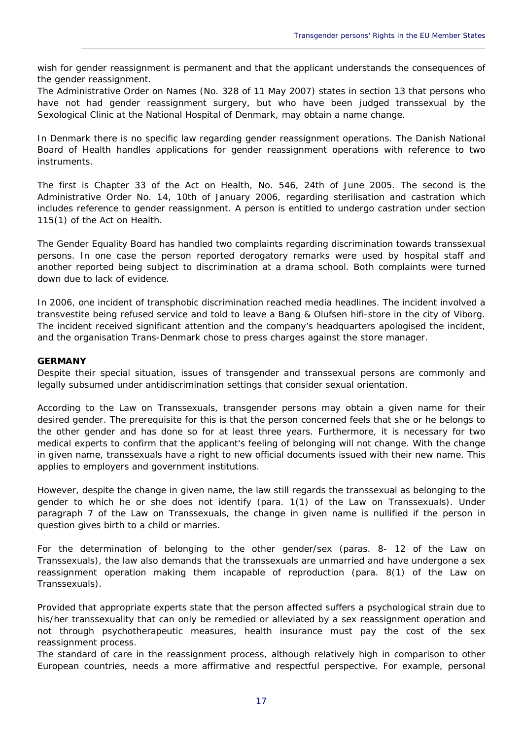wish for gender reassignment is permanent and that the applicant understands the consequences of the gender reassignment.
The Administrative Order on Names (No. 328 of 11 May 2007) states in section 13 that persons who have not had gender reassignment surgery, but who have been judged transsexual by the Sexological Clinic at the National Hospital of Denmark, may obtain a name change.

In Denmark there is no specific law regarding gender reassignment operations. The Danish National Board of Health handles applications for gender reassignment operations with reference to two instruments.

The first is Chapter 33 of the Act on Health, No. 546, 24th of June 2005. The second is the Administrative Order No. 14, 10th of January 2006, regarding sterilisation and castration which includes reference to gender reassignment. A person is entitled to undergo castration under section 115(1) of the Act on Health.

The Gender Equality Board has handled two complaints regarding discrimination towards transsexual persons. In one case the person reported derogatory remarks were used by hospital staff and another reported being subject to discrimination at a drama school. Both complaints were turned down due to lack of evidence.

In 2006, one incident of transphobic discrimination reached media headlines. The incident involved a transvestite being refused service and told to leave a Bang & Olufsen hifi-store in the city of Viborg. The incident received significant attention and the company's headquarters apologised the incident, and the organisation Trans-Denmark chose to press charges against the store manager.

**GERMANY**

Despite their special situation, issues of transgender and transsexual persons are commonly and legally subsumed under antidiscrimination settings that consider sexual orientation.

According to the Law on Transsexuals, transgender persons may obtain a given name for their desired gender. The prerequisite for this is that the person concerned feels that she or he belongs to the other gender and has done so for at least three years. Furthermore, it is necessary for two medical experts to confirm that the applicant's feeling of belonging will not change. With the change in given name, transsexuals have a right to new official documents issued with their new name. This applies to employers and government institutions.

However, despite the change in given name, the law still regards the transsexual as belonging to the gender to which he or she does not identify (para. 1(1) of the Law on Transsexuals). Under paragraph 7 of the Law on Transsexuals, the change in given name is nullified if the person in question gives birth to a child or marries.

For the determination of belonging to the other gender/sex (paras. 8- 12 of the Law on Transsexuals), the law also demands that the transsexuals are unmarried and have undergone a sex reassignment operation making them incapable of reproduction (para. 8(1) of the Law on Transsexuals).

Provided that appropriate experts state that the person affected suffers a psychological strain due to his/her transsexuality that can only be remedied or alleviated by a sex reassignment operation and not through psychotherapeutic measures, health insurance must pay the cost of the sex reassignment process.
The standard of care in the reassignment process, although relatively high in comparison to other European countries, needs a more affirmative and respectful perspective. For example, personal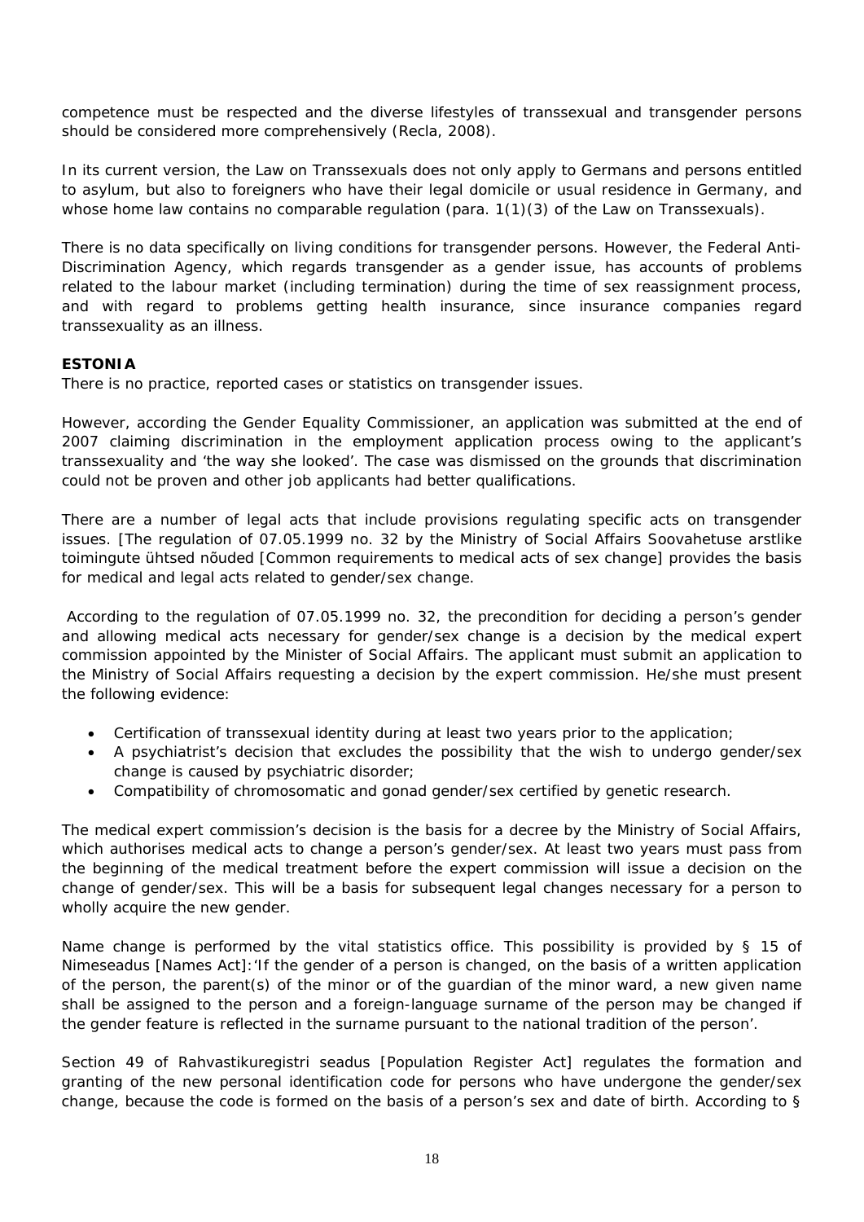competence must be respected and the diverse lifestyles of transsexual and transgender persons should be considered more comprehensively (Recla, 2008).

In its current version, the Law on Transsexuals does not only apply to Germans and persons entitled to asylum, but also to foreigners who have their legal domicile or usual residence in Germany, and whose home law contains no comparable regulation (para. 1(1)(3) of the Law on Transsexuals).

There is no data specifically on living conditions for transgender persons. However, the Federal Anti-Discrimination Agency, which regards transgender as a gender issue, has accounts of problems related to the labour market (including termination) during the time of sex reassignment process, and with regard to problems getting health insurance, since insurance companies regard transsexuality as an illness.

**ESTONIA**

There is no practice, reported cases or statistics on transgender issues.

However, according the Gender Equality Commissioner, an application was submitted at the end of 2007 claiming discrimination in the employment application process owing to the applicant's transsexuality and 'the way she looked'. The case was dismissed on the grounds that discrimination could not be proven and other job applicants had better qualifications.

There are a number of legal acts that include provisions regulating specific acts on transgender issues. [The regulation of 07.05.1999 no. 32 by the Ministry of Social Affairs *Soovahetuse arstlike toimingute ühtsed nõuded* [Common requirements to medical acts of sex change] provides the basis for medical and legal acts related to gender/sex change.

According to the regulation of 07.05.1999 no. 32, the precondition for deciding a person's gender and allowing medical acts necessary for gender/sex change is a decision by the medical expert commission appointed by the Minister of Social Affairs. The applicant must submit an application to the Ministry of Social Affairs requesting a decision by the expert commission. He/she must present the following evidence:

- Certification of transsexual identity during at least two years prior to the application;
- A psychiatrist's decision that excludes the possibility that the wish to undergo gender/sex change is caused by psychiatric disorder;
- Compatibility of chromosomatic and gonad gender/sex certified by genetic research.

The medical expert commission's decision is the basis for a decree by the Ministry of Social Affairs, which authorises medical acts to change a person's gender/sex. At least two years must pass from the beginning of the medical treatment before the expert commission will issue a decision on the change of gender/sex. This will be a basis for subsequent legal changes necessary for a person to wholly acquire the new gender.

Name change is performed by the vital statistics office. This possibility is provided by § 15 of *Nimeseadus* [Names Act]:'If the gender of a person is changed, on the basis of a written application of the person, the parent(s) of the minor or of the guardian of the minor ward, a new given name shall be assigned to the person and a foreign-language surname of the person may be changed if the gender feature is reflected in the surname pursuant to the national tradition of the person'.

Section 49 of *Rahvastikuregistri seadus* [Population Register Act] regulates the formation and granting of the new personal identification code for persons who have undergone the gender/sex change, because the code is formed on the basis of a person's sex and date of birth. According to §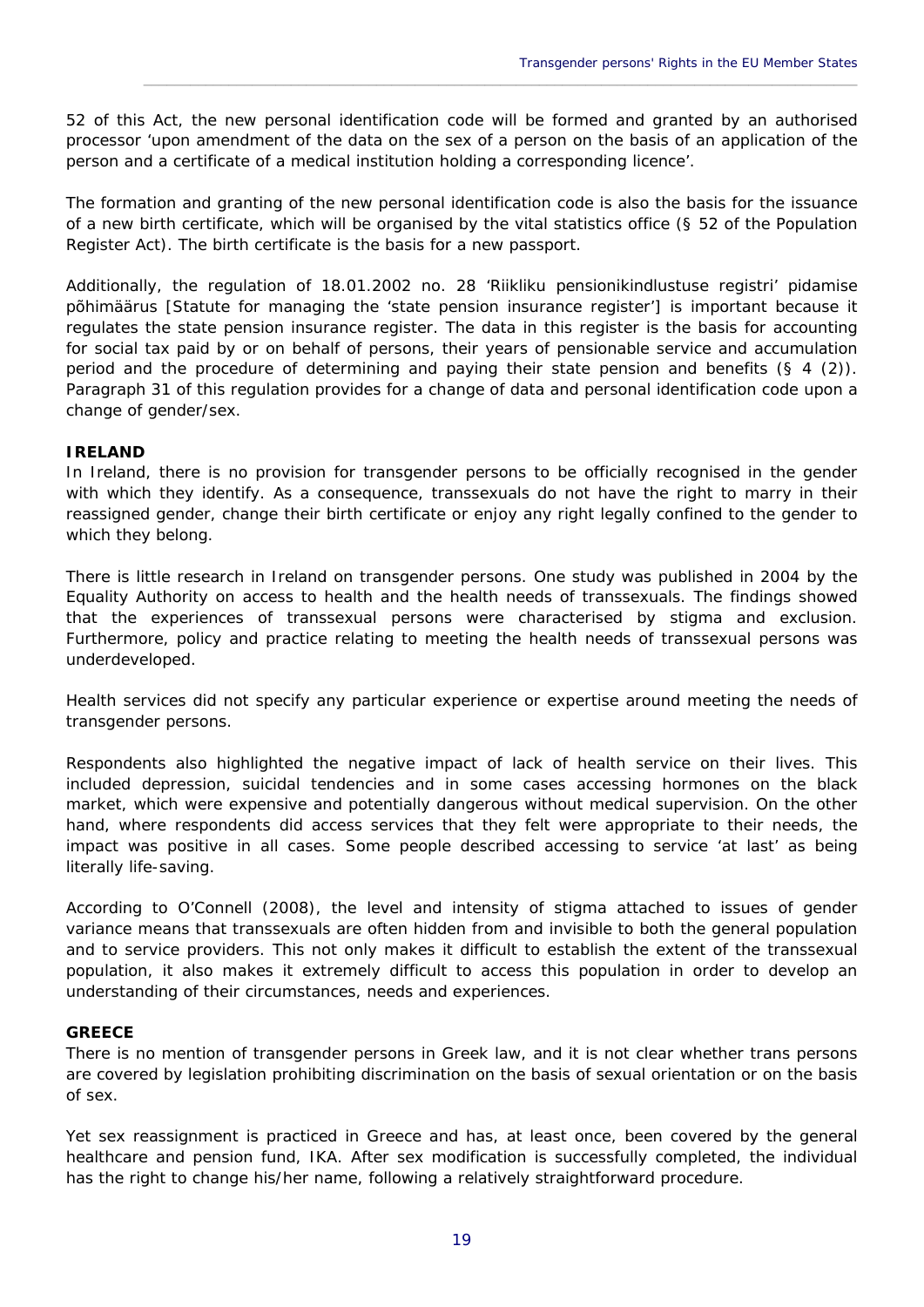52 of this Act, the new personal identification code will be formed and granted by an authorised processor 'upon amendment of the data on the sex of a person on the basis of an application of the person and a certificate of a medical institution holding a corresponding licence'.

The formation and granting of the new personal identification code is also the basis for the issuance of a new birth certificate, which will be organised by the vital statistics office (§ 52 of the Population Register Act). The birth certificate is the basis for a new passport.

Additionally, the regulation of 18.01.2002 no. 28 'Riikliku pensionikindlustuse registri' pidamise põhimäärus [Statute for managing the 'state pension insurance register'] is important because it regulates the state pension insurance register. The data in this register is the basis for accounting for social tax paid by or on behalf of persons, their years of pensionable service and accumulation period and the procedure of determining and paying their state pension and benefits (§ 4 (2)). Paragraph 31 of this regulation provides for a change of data and personal identification code upon a change of gender/sex.

**IRELAND**

In Ireland, there is no provision for transgender persons to be officially recognised in the gender with which they identify. As a consequence, transsexuals do not have the right to marry in their reassigned gender, change their birth certificate or enjoy any right legally confined to the gender to which they belong.

There is little research in Ireland on transgender persons. One study was published in 2004 by the Equality Authority on access to health and the health needs of transsexuals. The findings showed that the experiences of transsexual persons were characterised by stigma and exclusion. Furthermore, policy and practice relating to meeting the health needs of transsexual persons was underdeveloped.

Health services did not specify any particular experience or expertise around meeting the needs of transgender persons.

Respondents also highlighted the negative impact of lack of health service on their lives. This included depression, suicidal tendencies and in some cases accessing hormones on the black market, which were expensive and potentially dangerous without medical supervision. On the other hand, where respondents did access services that they felt were appropriate to their needs, the impact was positive in all cases. Some people described accessing to service 'at last' as being literally life-saving.

According to O'Connell (2008), the level and intensity of stigma attached to issues of gender variance means that transsexuals are often hidden from and invisible to both the general population and to service providers. This not only makes it difficult to establish the extent of the transsexual population, it also makes it extremely difficult to access this population in order to develop an understanding of their circumstances, needs and experiences.

**GREECE**

There is no mention of transgender persons in Greek law, and it is not clear whether trans persons are covered by legislation prohibiting discrimination on the basis of sexual orientation or on the basis of sex.

Yet sex reassignment is practiced in Greece and has, at least once, been covered by the general healthcare and pension fund, IKA. After sex modification is successfully completed, the individual has the right to change his/her name, following a relatively straightforward procedure.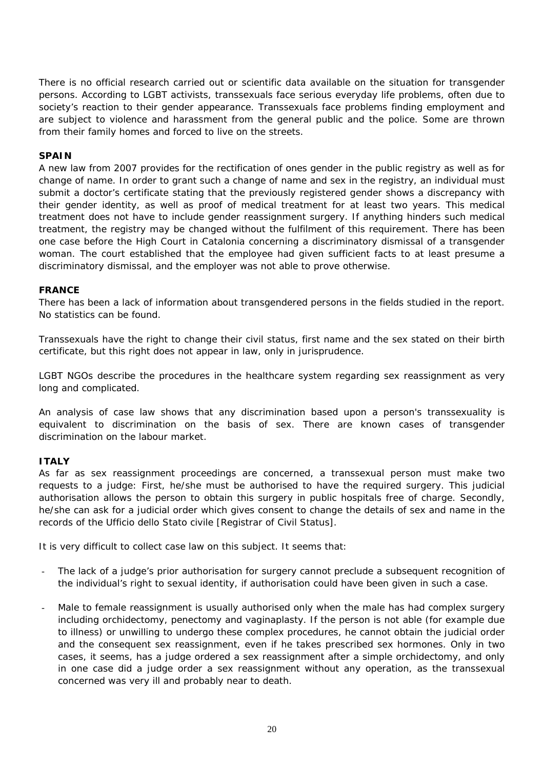There is no official research carried out or scientific data available on the situation for transgender persons. According to LGBT activists, transsexuals face serious everyday life problems, often due to society's reaction to their gender appearance. Transsexuals face problems finding employment and are subject to violence and harassment from the general public and the police. Some are thrown from their family homes and forced to live on the streets.

**SPAIN**

A new law from 2007 provides for the rectification of ones gender in the public registry as well as for change of name. In order to grant such a change of name and sex in the registry, an individual must submit a doctor's certificate stating that the previously registered gender shows a discrepancy with their gender identity, as well as proof of medical treatment for at least two years. This medical treatment does not have to include gender reassignment surgery. If anything hinders such medical treatment, the registry may be changed without the fulfilment of this requirement. There has been one case before the High Court in Catalonia concerning a discriminatory dismissal of a transgender woman. The court established that the employee had given sufficient facts to at least presume a discriminatory dismissal, and the employer was not able to prove otherwise.

**FRANCE**

There has been a lack of information about transgendered persons in the fields studied in the report. No statistics can be found.

Transsexuals have the right to change their civil status, first name and the sex stated on their birth certificate, but this right does not appear in law, only in jurisprudence.

LGBT NGOs describe the procedures in the healthcare system regarding sex reassignment as very long and complicated.

An analysis of case law shows that any discrimination based upon a person's transsexuality is equivalent to discrimination on the basis of sex. There are known cases of transgender discrimination on the labour market.

**ITALY**

As far as sex reassignment proceedings are concerned, a transsexual person must make two requests to a judge: First, he/she must be authorised to have the required surgery. This judicial authorisation allows the person to obtain this surgery in public hospitals free of charge. Secondly, he/she can ask for a judicial order which gives consent to change the details of sex and name in the records of the Ufficio dello Stato civile [Registrar of Civil Status].

It is very difficult to collect case law on this subject. It seems that:

- The lack of a judge's prior authorisation for surgery cannot preclude a subsequent recognition of the individual's right to sexual identity, if authorisation could have been given in such a case.
- Male to female reassignment is usually authorised only when the male has had complex surgery including orchidectomy, penectomy and vaginaplasty. If the person is not able (for example due to illness) or unwilling to undergo these complex procedures, he cannot obtain the judicial order and the consequent sex reassignment, even if he takes prescribed sex hormones. Only in two cases, it seems, has a judge ordered a sex reassignment after a simple orchidectomy, and only in one case did a judge order a sex reassignment without any operation, as the transsexual concerned was very ill and probably near to death.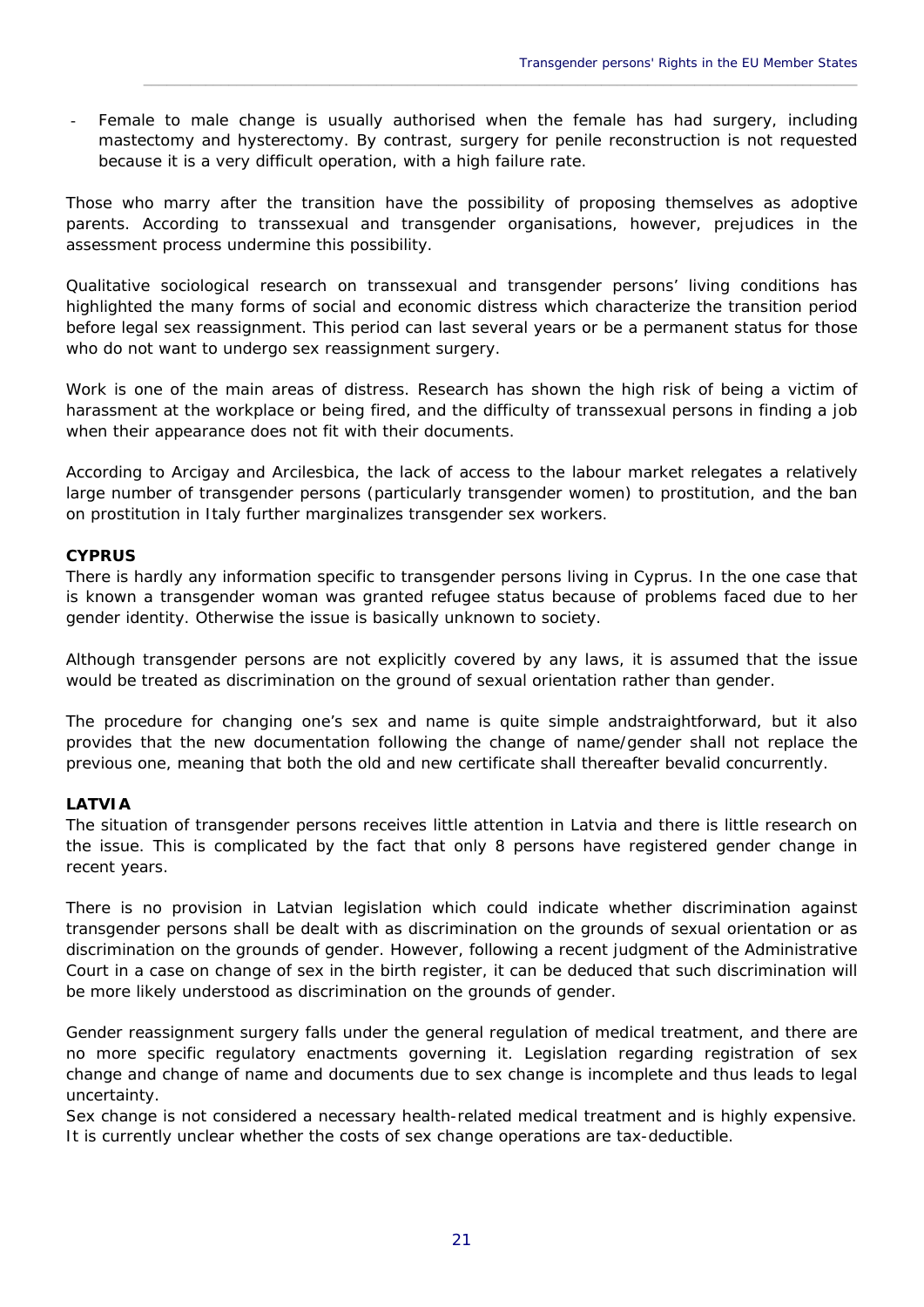- Female to male change is usually authorised when the female has had surgery, including mastectomy and hysterectomy. By contrast, surgery for penile reconstruction is not requested because it is a very difficult operation, with a high failure rate.

Those who marry after the transition have the possibility of proposing themselves as adoptive parents. According to transsexual and transgender organisations, however, prejudices in the assessment process undermine this possibility.

Qualitative sociological research on transsexual and transgender persons' living conditions has highlighted the many forms of social and economic distress which characterize the transition period before legal sex reassignment. This period can last several years or be a permanent status for those who do not want to undergo sex reassignment surgery.

Work is one of the main areas of distress. Research has shown the high risk of being a victim of harassment at the workplace or being fired, and the difficulty of transsexual persons in finding a job when their appearance does not fit with their documents.

According to Arcigay and Arcilesbica, the lack of access to the labour market relegates a relatively large number of transgender persons (particularly transgender women) to prostitution, and the ban on prostitution in Italy further marginalizes transgender sex workers.

**CYPRUS**

There is hardly any information specific to transgender persons living in Cyprus. In the one case that is known a transgender woman was granted refugee status because of problems faced due to her gender identity. Otherwise the issue is basically unknown to society.

Although transgender persons are not explicitly covered by any laws, it is assumed that the issue would be treated as discrimination on the ground of sexual orientation rather than gender.

The procedure for changing one's sex and name is quite simple andstraightforward, but it also provides that the new documentation following the change of name/gender shall not replace the previous one, meaning that both the old and new certificate shall thereafter bevalid concurrently.

**LATVIA**

The situation of transgender persons receives little attention in Latvia and there is little research on the issue. This is complicated by the fact that only 8 persons have registered gender change in recent years.

There is no provision in Latvian legislation which could indicate whether discrimination against transgender persons shall be dealt with as discrimination on the grounds of sexual orientation or as discrimination on the grounds of gender. However, following a recent judgment of the Administrative Court in a case on change of sex in the birth register, it can be deduced that such discrimination will be more likely understood as discrimination on the grounds of gender.

Gender reassignment surgery falls under the general regulation of medical treatment, and there are no more specific regulatory enactments governing it. Legislation regarding registration of sex change and change of name and documents due to sex change is incomplete and thus leads to legal uncertainty.

Sex change is not considered a necessary health-related medical treatment and is highly expensive. It is currently unclear whether the costs of sex change operations are tax-deductible.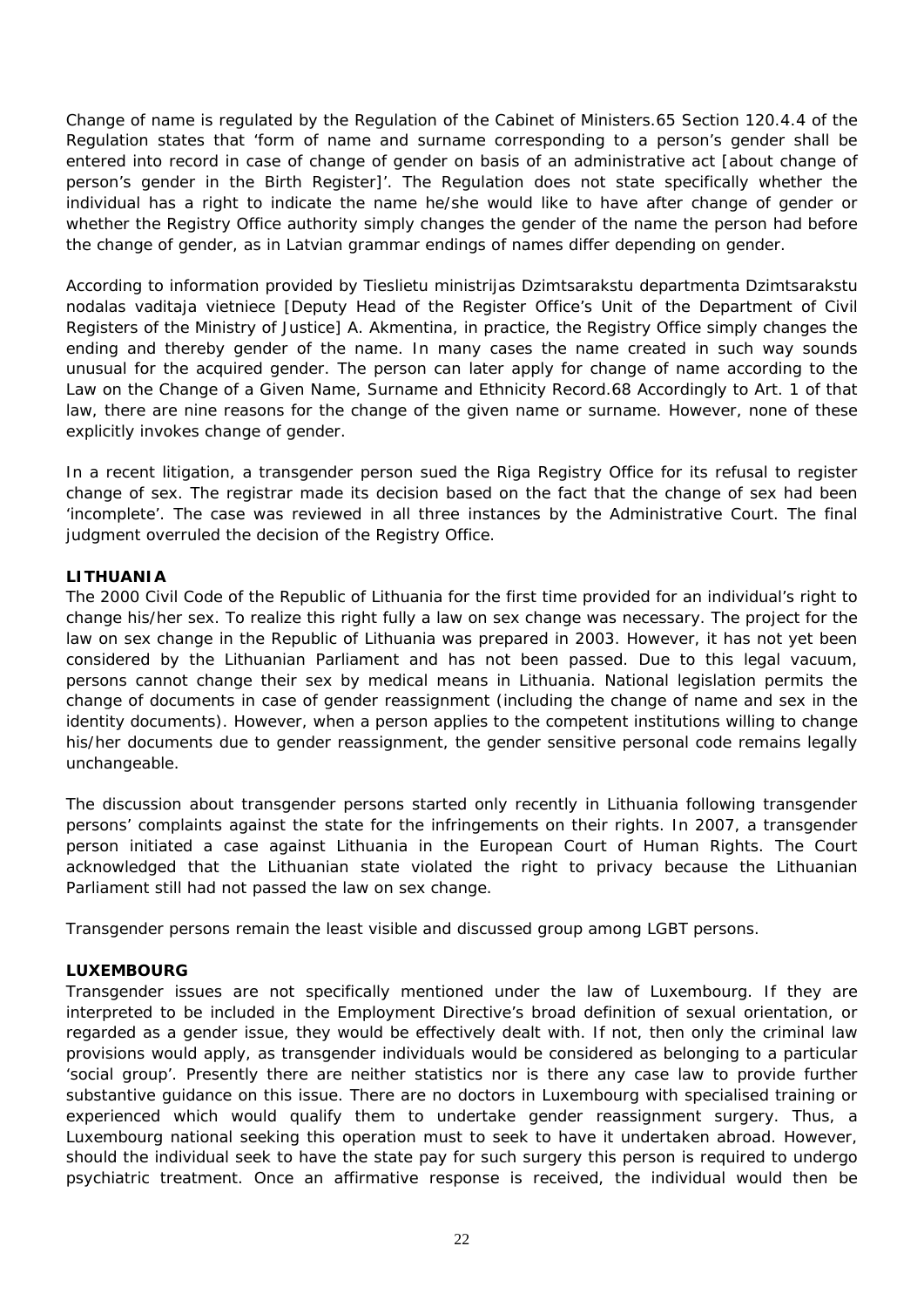Change of name is regulated by the Regulation of the Cabinet of Ministers.65 Section 120.4.4 of the Regulation states that 'form of name and surname corresponding to a person's gender shall be entered into record in case of change of gender on basis of an administrative act [about change of person's gender in the Birth Register]'. The Regulation does not state specifically whether the individual has a right to indicate the name he/she would like to have after change of gender or whether the Registry Office authority simply changes the gender of the name the person had before the change of gender, as in Latvian grammar endings of names differ depending on gender.

According to information provided by Tieslietu ministrijas Dzimtsarakstu departmenta Dzimtsarakstu nodalas vaditaja vietniece [Deputy Head of the Register Office's Unit of the Department of Civil Registers of the Ministry of Justice] A. Akmentina, in practice, the Registry Office simply changes the ending and thereby gender of the name. In many cases the name created in such way sounds unusual for the acquired gender. The person can later apply for change of name according to the Law on the Change of a Given Name, Surname and Ethnicity Record.68 Accordingly to Art. 1 of that law, there are nine reasons for the change of the given name or surname. However, none of these explicitly invokes change of gender.

In a recent litigation, a transgender person sued the Riga Registry Office for its refusal to register change of sex. The registrar made its decision based on the fact that the change of sex had been 'incomplete'. The case was reviewed in all three instances by the Administrative Court. The final judgment overruled the decision of the Registry Office.

### LITHUANIA

The 2000 Civil Code of the Republic of Lithuania for the first time provided for an individual's right to change his/her sex. To realize this right fully a law on sex change was necessary. The project for the law on sex change in the Republic of Lithuania was prepared in 2003. However, it has not yet been considered by the Lithuanian Parliament and has not been passed. Due to this legal vacuum, persons cannot change their sex by medical means in Lithuania. National legislation permits the change of documents in case of gender reassignment (including the change of name and sex in the identity documents). However, when a person applies to the competent institutions willing to change his/her documents due to gender reassignment, the gender sensitive personal code remains legally unchangeable.

The discussion about transgender persons started only recently in Lithuania following transgender persons' complaints against the state for the infringements on their rights. In 2007, a transgender person initiated a case against Lithuania in the European Court of Human Rights. The Court acknowledged that the Lithuanian state violated the right to privacy because the Lithuanian Parliament still had not passed the law on sex change.

Transgender persons remain the least visible and discussed group among LGBT persons.

### LUXEMBOURG

Transgender issues are not specifically mentioned under the law of Luxembourg. If they are interpreted to be included in the Employment Directive's broad definition of sexual orientation, or regarded as a gender issue, they would be effectively dealt with. If not, then only the criminal law provisions would apply, as transgender individuals would be considered as belonging to a particular 'social group'. Presently there are neither statistics nor is there any case law to provide further substantive guidance on this issue. There are no doctors in Luxembourg with specialised training or experienced which would qualify them to undertake gender reassignment surgery. Thus, a Luxembourg national seeking this operation must to seek to have it undertaken abroad. However, should the individual seek to have the state pay for such surgery this person is required to undergo psychiatric treatment. Once an affirmative response is received, the individual would then be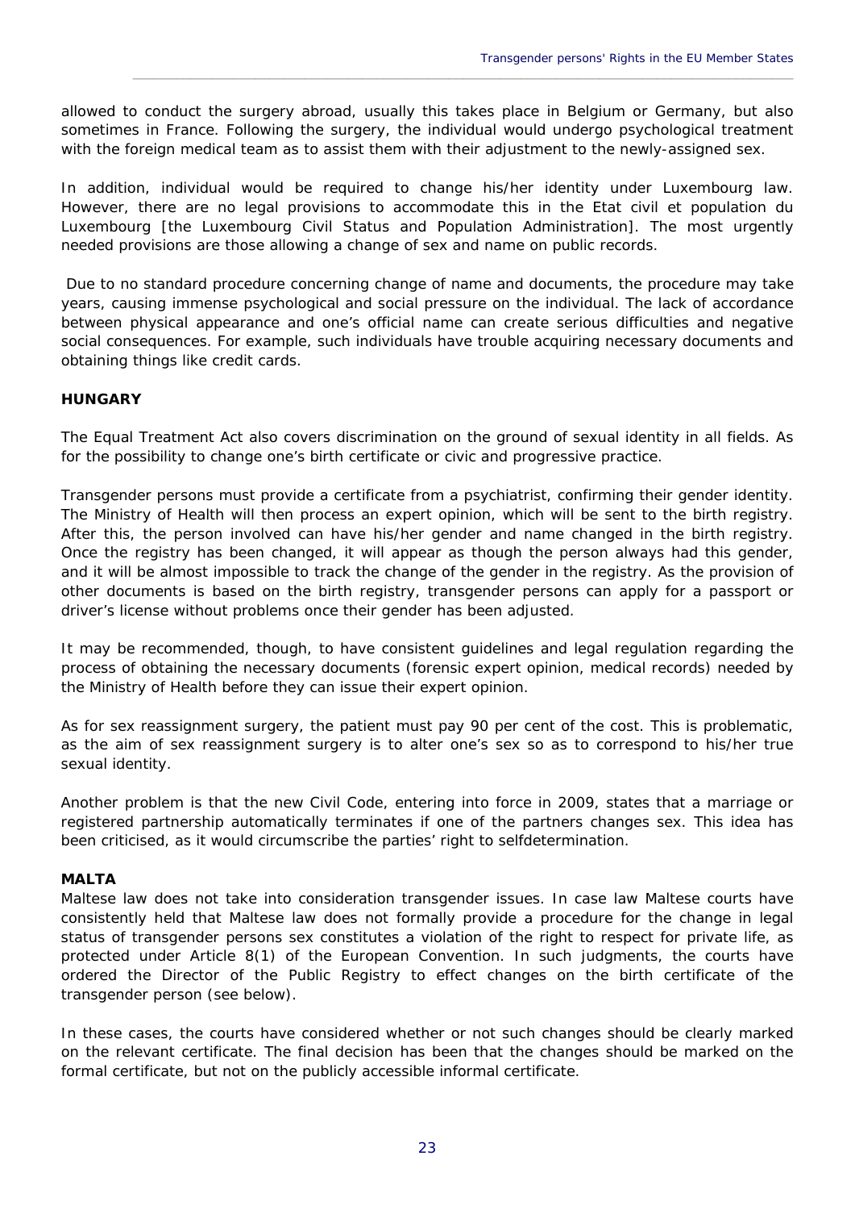allowed to conduct the surgery abroad, usually this takes place in Belgium or Germany, but also sometimes in France. Following the surgery, the individual would undergo psychological treatment with the foreign medical team as to assist them with their adjustment to the newly-assigned sex.

In addition, individual would be required to change his/her identity under Luxembourg law. However, there are no legal provisions to accommodate this in the Etat civil et population du Luxembourg [the Luxembourg Civil Status and Population Administration]. The most urgently needed provisions are those allowing a change of sex and name on public records.

Due to no standard procedure concerning change of name and documents, the procedure may take years, causing immense psychological and social pressure on the individual. The lack of accordance between physical appearance and one's official name can create serious difficulties and negative social consequences. For example, such individuals have trouble acquiring necessary documents and obtaining things like credit cards.

**HUNGARY**

The Equal Treatment Act also covers discrimination on the ground of sexual identity in all fields. As for the possibility to change one's birth certificate or civic and progressive practice.

Transgender persons must provide a certificate from a psychiatrist, confirming their gender identity. The Ministry of Health will then process an expert opinion, which will be sent to the birth registry. After this, the person involved can have his/her gender and name changed in the birth registry. Once the registry has been changed, it will appear as though the person always had this gender, and it will be almost impossible to track the change of the gender in the registry. As the provision of other documents is based on the birth registry, transgender persons can apply for a passport or driver's license without problems once their gender has been adjusted.

It may be recommended, though, to have consistent guidelines and legal regulation regarding the process of obtaining the necessary documents (forensic expert opinion, medical records) needed by the Ministry of Health before they can issue their expert opinion.

As for sex reassignment surgery, the patient must pay 90 per cent of the cost. This is problematic, as the aim of sex reassignment surgery is to alter one's sex so as to correspond to his/her true sexual identity.

Another problem is that the new Civil Code, entering into force in 2009, states that a marriage or registered partnership automatically terminates if one of the partners changes sex. This idea has been criticised, as it would circumscribe the parties' right to selfdetermination.

**MALTA**

Maltese law does not take into consideration transgender issues. In case law Maltese courts have consistently held that Maltese law does not formally provide a procedure for the change in legal status of transgender persons sex constitutes a violation of the right to respect for private life, as protected under Article 8(1) of the European Convention. In such judgments, the courts have ordered the Director of the Public Registry to effect changes on the birth certificate of the transgender person (see below).

In these cases, the courts have considered whether or not such changes should be clearly marked on the relevant certificate. The final decision has been that the changes should be marked on the formal certificate, but not on the publicly accessible informal certificate.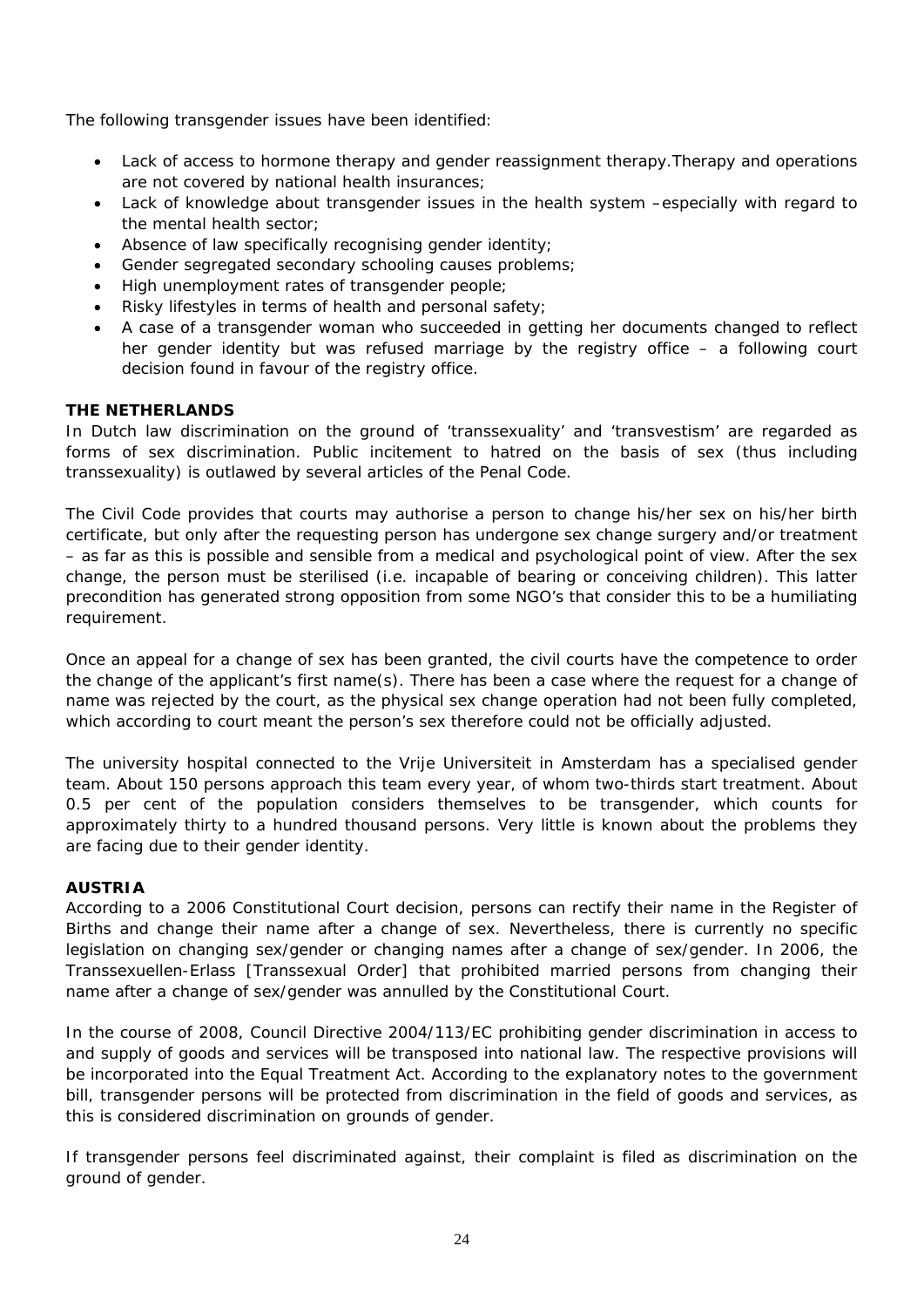The following transgender issues have been identified:

- Lack of access to hormone therapy and gender reassignment therapy.Therapy and operations are not covered by national health insurances;
- Lack of knowledge about transgender issues in the health system –especially with regard to the mental health sector;
- Absence of law specifically recognising gender identity;
- Gender segregated secondary schooling causes problems;
- High unemployment rates of transgender people;
- Risky lifestyles in terms of health and personal safety;
- A case of a transgender woman who succeeded in getting her documents changed to reflect her gender identity but was refused marriage by the registry office – a following court decision found in favour of the registry office.

**THE NETHERLANDS**

In Dutch law discrimination on the ground of 'transsexuality' and 'transvestism' are regarded as forms of sex discrimination. Public incitement to hatred on the basis of sex (thus including transsexuality) is outlawed by several articles of the Penal Code.

The Civil Code provides that courts may authorise a person to change his/her sex on his/her birth certificate, but only after the requesting person has undergone sex change surgery and/or treatment – as far as this is possible and sensible from a medical and psychological point of view. After the sex change, the person must be sterilised (i.e. incapable of bearing or conceiving children). This latter precondition has generated strong opposition from some NGO's that consider this to be a humiliating requirement.

Once an appeal for a change of sex has been granted, the civil courts have the competence to order the change of the applicant's first name(s). There has been a case where the request for a change of name was rejected by the court, as the physical sex change operation had not been fully completed, which according to court meant the person's sex therefore could not be officially adjusted.

The university hospital connected to the Vrije Universiteit in Amsterdam has a specialised gender team. About 150 persons approach this team every year, of whom two-thirds start treatment. About 0.5 per cent of the population considers themselves to be transgender, which counts for approximately thirty to a hundred thousand persons. Very little is known about the problems they are facing due to their gender identity.

**AUSTRIA**

According to a 2006 Constitutional Court decision, persons can rectify their name in the Register of Births and change their name after a change of sex. Nevertheless, there is currently no specific legislation on changing sex/gender or changing names after a change of sex/gender. In 2006, the Transsexuellen-Erlass [Transsexual Order] that prohibited married persons from changing their name after a change of sex/gender was annulled by the Constitutional Court.

In the course of 2008, Council Directive 2004/113/EC prohibiting gender discrimination in access to and supply of goods and services will be transposed into national law. The respective provisions will be incorporated into the Equal Treatment Act. According to the explanatory notes to the government bill, transgender persons will be protected from discrimination in the field of goods and services, as this is considered discrimination on grounds of gender.

If transgender persons feel discriminated against, their complaint is filed as discrimination on the ground of gender.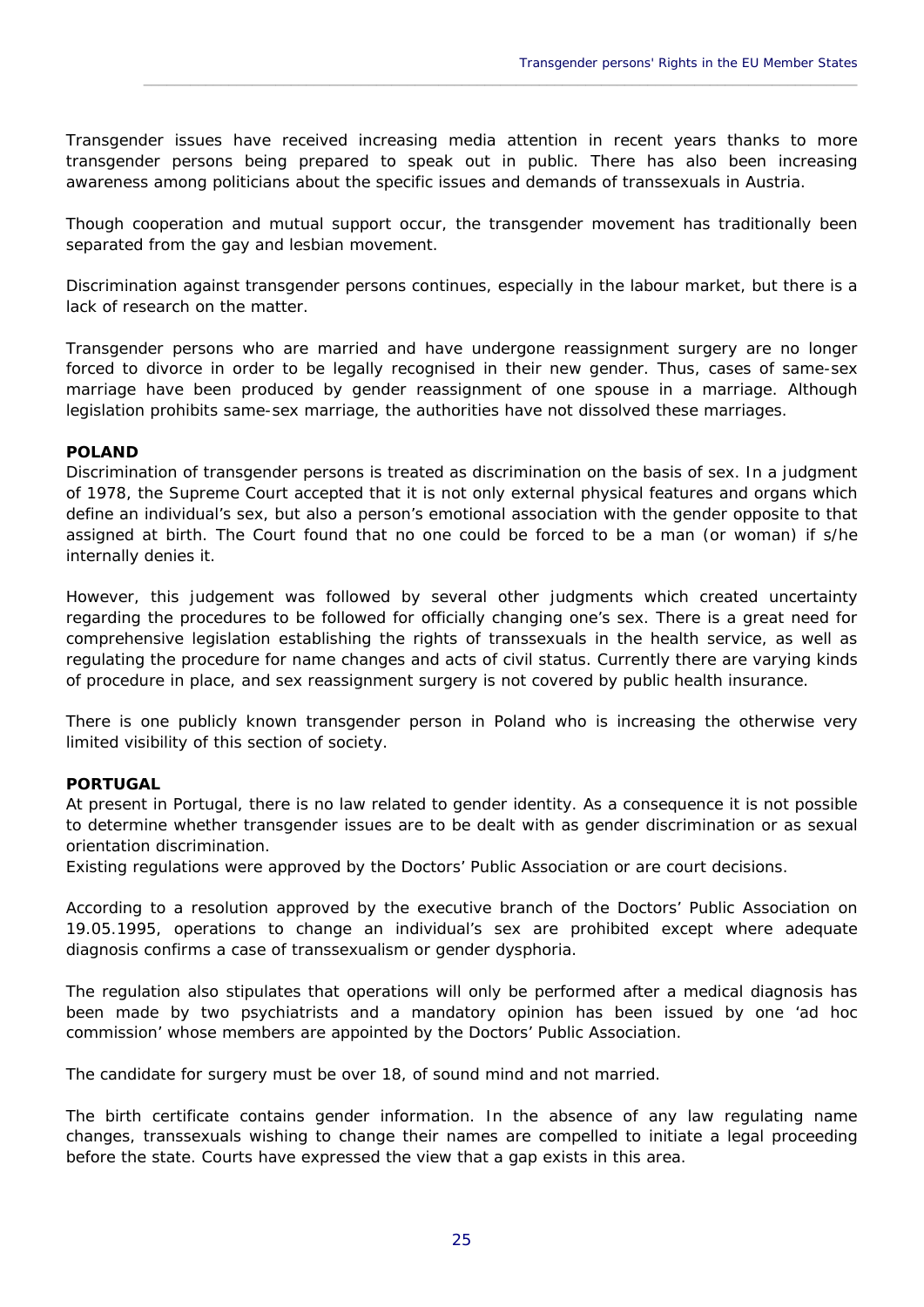Transgender issues have received increasing media attention in recent years thanks to more transgender persons being prepared to speak out in public. There has also been increasing awareness among politicians about the specific issues and demands of transsexuals in Austria.

Though cooperation and mutual support occur, the transgender movement has traditionally been separated from the gay and lesbian movement.

Discrimination against transgender persons continues, especially in the labour market, but there is a lack of research on the matter.

Transgender persons who are married and have undergone reassignment surgery are no longer forced to divorce in order to be legally recognised in their new gender. Thus, cases of same-sex marriage have been produced by gender reassignment of one spouse in a marriage. Although legislation prohibits same-sex marriage, the authorities have not dissolved these marriages.

**POLAND**

Discrimination of transgender persons is treated as discrimination on the basis of sex. In a judgment of 1978, the Supreme Court accepted that it is not only external physical features and organs which define an individual's sex, but also a person's emotional association with the gender opposite to that assigned at birth. The Court found that no one could be forced to be a man (or woman) if s/he internally denies it.

However, this judgement was followed by several other judgments which created uncertainty regarding the procedures to be followed for officially changing one's sex. There is a great need for comprehensive legislation establishing the rights of transsexuals in the health service, as well as regulating the procedure for name changes and acts of civil status. Currently there are varying kinds of procedure in place, and sex reassignment surgery is not covered by public health insurance.

There is one publicly known transgender person in Poland who is increasing the otherwise very limited visibility of this section of society.

**PORTUGAL**

At present in Portugal, there is no law related to gender identity. As a consequence it is not possible to determine whether transgender issues are to be dealt with as gender discrimination or as sexual orientation discrimination.
Existing regulations were approved by the Doctors' Public Association or are court decisions.

According to a resolution approved by the executive branch of the Doctors' Public Association on 19.05.1995, operations to change an individual's sex are prohibited except where adequate diagnosis confirms a case of transsexualism or gender dysphoria.

The regulation also stipulates that operations will only be performed after a medical diagnosis has been made by two psychiatrists and a mandatory opinion has been issued by one 'ad hoc commission' whose members are appointed by the Doctors' Public Association.

The candidate for surgery must be over 18, of sound mind and not married.

The birth certificate contains gender information. In the absence of any law regulating name changes, transsexuals wishing to change their names are compelled to initiate a legal proceeding before the state. Courts have expressed the view that a gap exists in this area.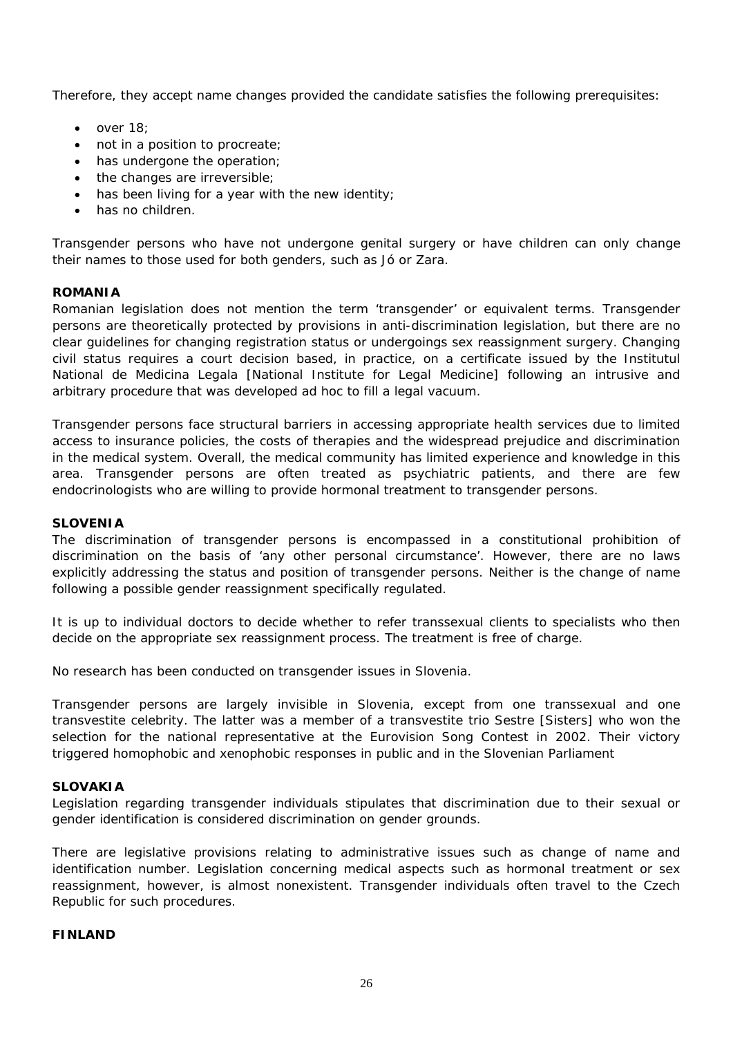Therefore, they accept name changes provided the candidate satisfies the following prerequisites:

- over 18;
- not in a position to procreate;
- has undergone the operation;
- the changes are irreversible;
- has been living for a year with the new identity;
- has no children.

Transgender persons who have not undergone genital surgery or have children can only change their names to those used for both genders, such as Jó or Zara.

**ROMANIA**

Romanian legislation does not mention the term 'transgender' or equivalent terms. Transgender persons are theoretically protected by provisions in anti-discrimination legislation, but there are no clear guidelines for changing registration status or undergoings sex reassignment surgery. Changing civil status requires a court decision based, in practice, on a certificate issued by the Institutul National de Medicina Legala [National Institute for Legal Medicine] following an intrusive and arbitrary procedure that was developed ad hoc to fill a legal vacuum.

Transgender persons face structural barriers in accessing appropriate health services due to limited access to insurance policies, the costs of therapies and the widespread prejudice and discrimination in the medical system. Overall, the medical community has limited experience and knowledge in this area. Transgender persons are often treated as psychiatric patients, and there are few endocrinologists who are willing to provide hormonal treatment to transgender persons.

**SLOVENIA**

The discrimination of transgender persons is encompassed in a constitutional prohibition of discrimination on the basis of 'any other personal circumstance'. However, there are no laws explicitly addressing the status and position of transgender persons. Neither is the change of name following a possible gender reassignment specifically regulated.

It is up to individual doctors to decide whether to refer transsexual clients to specialists who then decide on the appropriate sex reassignment process. The treatment is free of charge.

No research has been conducted on transgender issues in Slovenia.

Transgender persons are largely invisible in Slovenia, except from one transsexual and one transvestite celebrity. The latter was a member of a transvestite trio Sestre [Sisters] who won the selection for the national representative at the Eurovision Song Contest in 2002. Their victory triggered homophobic and xenophobic responses in public and in the Slovenian Parliament

**SLOVAKIA**

Legislation regarding transgender individuals stipulates that discrimination due to their sexual or gender identification is considered discrimination on gender grounds.

There are legislative provisions relating to administrative issues such as change of name and identification number. Legislation concerning medical aspects such as hormonal treatment or sex reassignment, however, is almost nonexistent. Transgender individuals often travel to the Czech Republic for such procedures.

**FINLAND**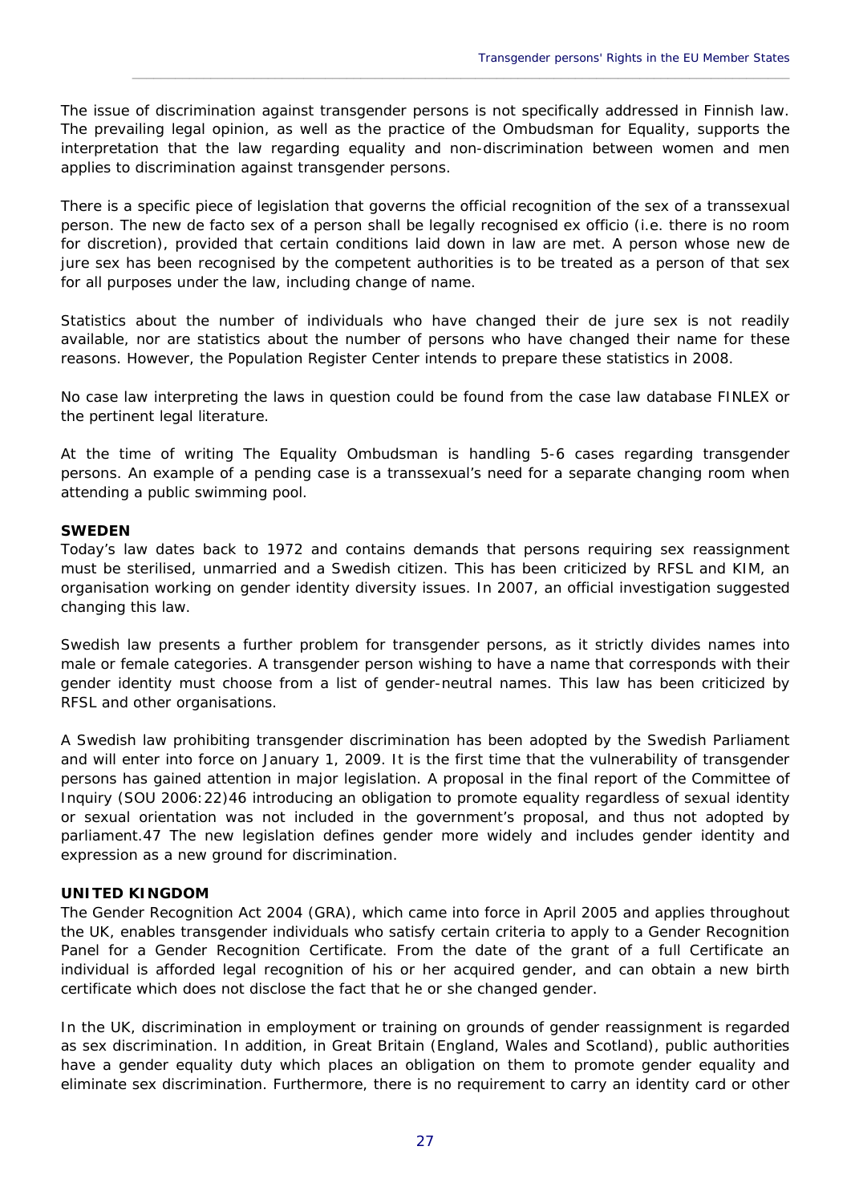The issue of discrimination against transgender persons is not specifically addressed in Finnish law. The prevailing legal opinion, as well as the practice of the Ombudsman for Equality, supports the interpretation that the law regarding equality and non-discrimination between women and men applies to discrimination against transgender persons.

There is a specific piece of legislation that governs the official recognition of the sex of a transsexual person. The new de facto sex of a person shall be legally recognised ex officio (i.e. there is no room for discretion), provided that certain conditions laid down in law are met. A person whose new de jure sex has been recognised by the competent authorities is to be treated as a person of that sex for all purposes under the law, including change of name.

Statistics about the number of individuals who have changed their de jure sex is not readily available, nor are statistics about the number of persons who have changed their name for these reasons. However, the Population Register Center intends to prepare these statistics in 2008.

No case law interpreting the laws in question could be found from the case law database FINLEX or the pertinent legal literature.

At the time of writing The Equality Ombudsman is handling 5-6 cases regarding transgender persons. An example of a pending case is a transsexual's need for a separate changing room when attending a public swimming pool.

**SWEDEN**

Today's law dates back to 1972 and contains demands that persons requiring sex reassignment must be sterilised, unmarried and a Swedish citizen. This has been criticized by RFSL and KIM, an organisation working on gender identity diversity issues. In 2007, an official investigation suggested changing this law.

Swedish law presents a further problem for transgender persons, as it strictly divides names into male or female categories. A transgender person wishing to have a name that corresponds with their gender identity must choose from a list of gender-neutral names. This law has been criticized by RFSL and other organisations.

A Swedish law prohibiting transgender discrimination has been adopted by the Swedish Parliament and will enter into force on January 1, 2009. It is the first time that the vulnerability of transgender persons has gained attention in major legislation. A proposal in the final report of the Committee of Inquiry (SOU 2006:22)46 introducing an obligation to promote equality regardless of sexual identity or sexual orientation was not included in the government's proposal, and thus not adopted by parliament.47 The new legislation defines gender more widely and includes gender identity and expression as a new ground for discrimination.

**UNITED KINGDOM**

The Gender Recognition Act 2004 (GRA), which came into force in April 2005 and applies throughout the UK, enables transgender individuals who satisfy certain criteria to apply to a Gender Recognition Panel for a Gender Recognition Certificate. From the date of the grant of a full Certificate an individual is afforded legal recognition of his or her acquired gender, and can obtain a new birth certificate which does not disclose the fact that he or she changed gender.

In the UK, discrimination in employment or training on grounds of gender reassignment is regarded as sex discrimination. In addition, in Great Britain (England, Wales and Scotland), public authorities have a gender equality duty which places an obligation on them to promote gender equality and eliminate sex discrimination. Furthermore, there is no requirement to carry an identity card or other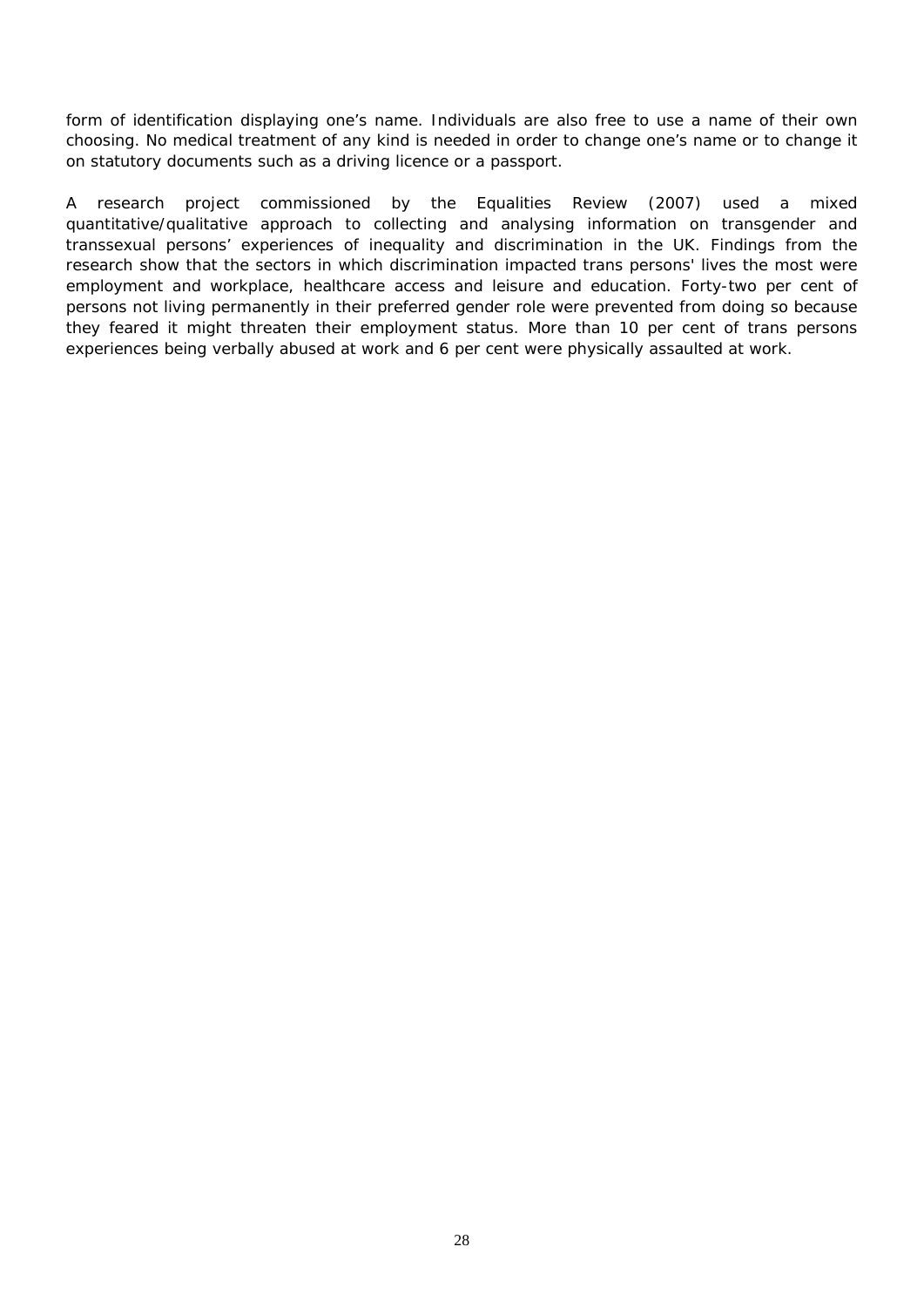form of identification displaying one's name. Individuals are also free to use a name of their own choosing. No medical treatment of any kind is needed in order to change one's name or to change it on statutory documents such as a driving licence or a passport.

A research project commissioned by the Equalities Review (2007) used a mixed quantitative/qualitative approach to collecting and analysing information on transgender and transsexual persons' experiences of inequality and discrimination in the UK. Findings from the research show that the sectors in which discrimination impacted trans persons' lives the most were employment and workplace, healthcare access and leisure and education. Forty-two per cent of persons not living permanently in their preferred gender role were prevented from doing so because they feared it might threaten their employment status. More than 10 per cent of trans persons experiences being verbally abused at work and 6 per cent were physically assaulted at work.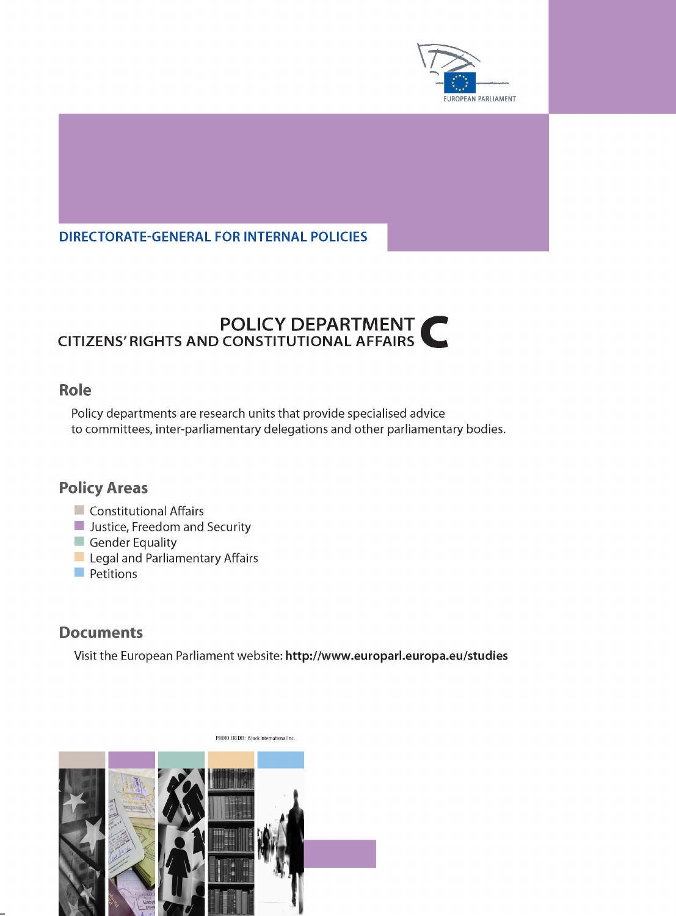EUROPEAN PARLIAMENT

DIRECTORATE-GENERAL FOR INTERNAL POLICIES

# POLICY DEPARTMENT C
## CITIZENS' RIGHTS AND CONSTITUTIONAL AFFAIRS

## Role

Policy departments are research units that provide specialised advice to committees, inter-parliamentary delegations and other parliamentary bodies.

## Policy Areas

- Constitutional Affairs
- Justice, Freedom and Security
- Gender Equality
- Legal and Parliamentary Affairs
- Petitions

## Documents

Visit the European Parliament website: **http://www.europarl.europa.eu/studies**

PHOTO CREDIT: iStock International Inc.